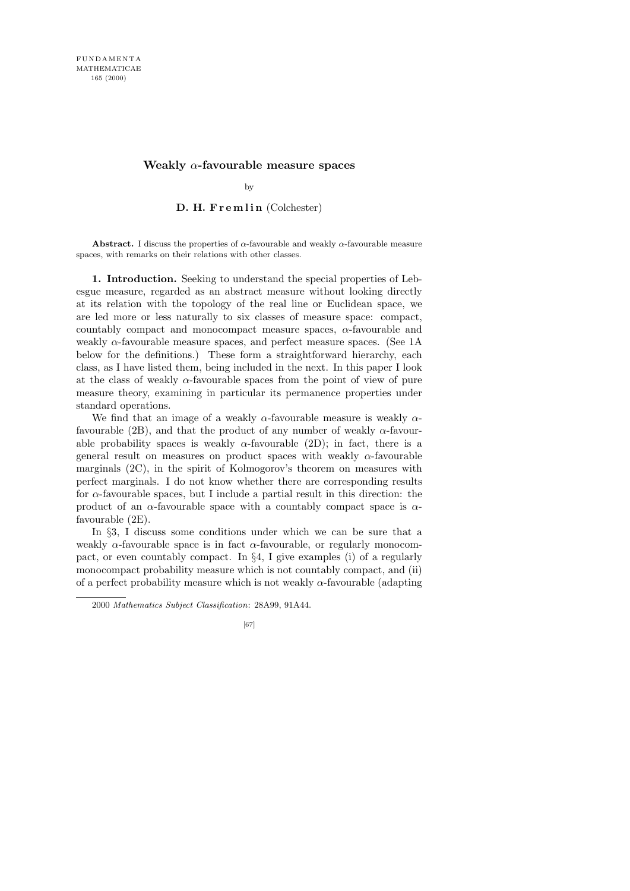# Weakly $\alpha$-favourable measure spaces

by

**D. H. Fremlin** (Colchester)

**Abstract.** I discuss the properties of $\alpha$-favourable and weakly $\alpha$-favourable measure spaces, with remarks on their relations with other classes.

**1. Introduction.** Seeking to understand the special properties of Lebesgue measure, regarded as an abstract measure without looking directly at its relation with the topology of the real line or Euclidean space, we are led more or less naturally to six classes of measure space: compact, countably compact and monocompact measure spaces, $\alpha$-favourable and weakly $\alpha$-favourable measure spaces, and perfect measure spaces. (See 1A below for the definitions.) These form a straightforward hierarchy, each class, as I have listed them, being included in the next. In this paper I look at the class of weakly $\alpha$-favourable spaces from the point of view of pure measure theory, examining in particular its permanence properties under standard operations.

We find that an image of a weakly $\alpha$-favourable measure is weakly $\alpha$-favourable (2B), and that the product of any number of weakly $\alpha$-favourable probability spaces is weakly $\alpha$-favourable (2D); in fact, there is a general result on measures on product spaces with weakly $\alpha$-favourable marginals (2C), in the spirit of Kolmogorov's theorem on measures with perfect marginals. I do not know whether there are corresponding results for $\alpha$-favourable spaces, but I include a partial result in this direction: the product of an $\alpha$-favourable space with a countably compact space is $\alpha$-favourable (2E).

In §3, I discuss some conditions under which we can be sure that a weakly $\alpha$-favourable space is in fact $\alpha$-favourable, or regularly monocompact, or even countably compact. In §4, I give examples (i) of a regularly monocompact probability measure which is not countably compact, and (ii) of a perfect probability measure which is not weakly $\alpha$-favourable (adapting

---

2000 *Mathematics Subject Classification*: 28A99, 91A44.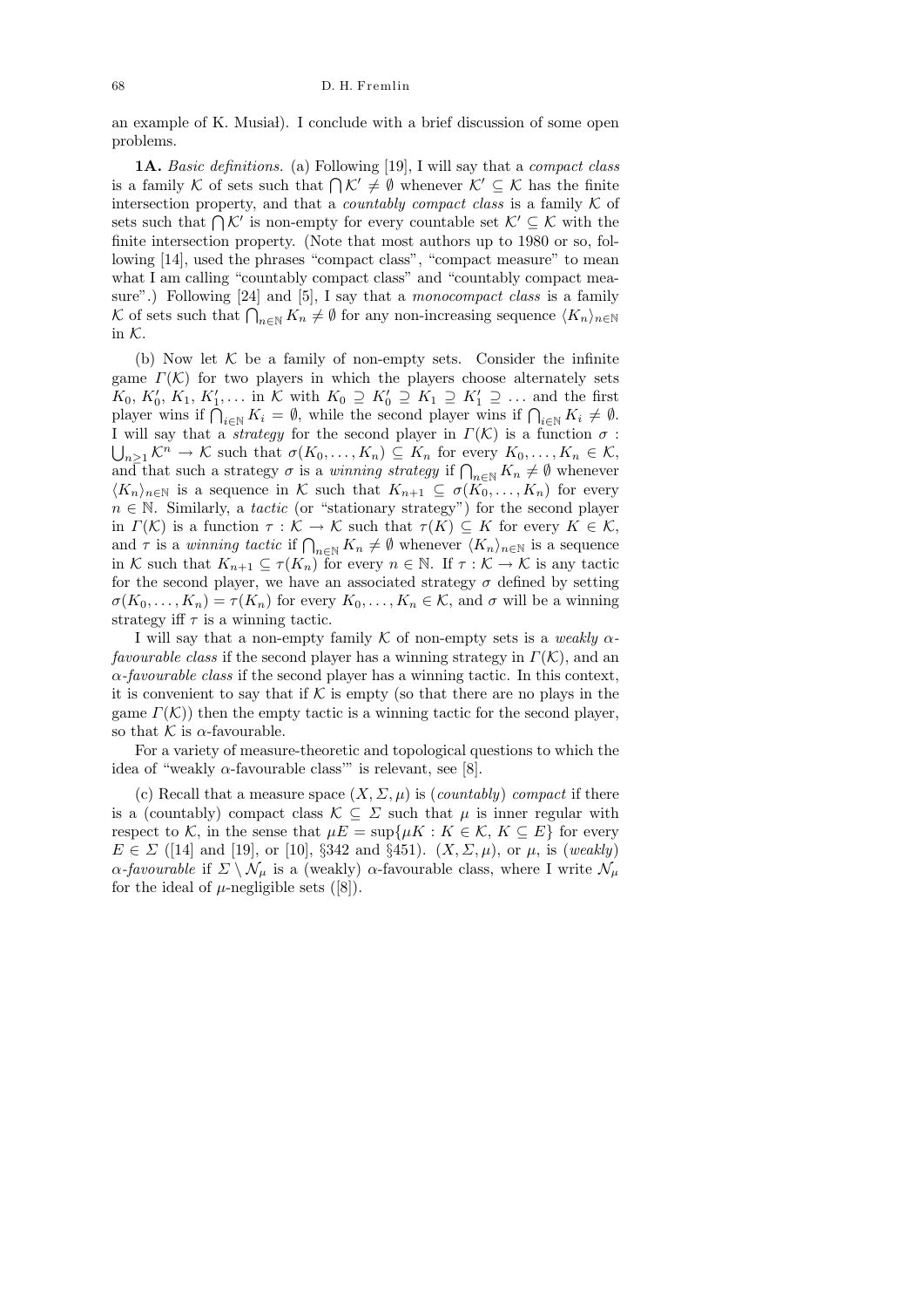an example of K. Musiał). I conclude with a brief discussion of some open problems.

**1A.** *Basic definitions.* (a) Following [19], I will say that a *compact class* is a family $\mathcal{K}$ of sets such that $\bigcap \mathcal{K}' \neq \emptyset$ whenever $\mathcal{K}' \subseteq \mathcal{K}$ has the finite intersection property, and that a *countably compact class* is a family $\mathcal{K}$ of sets such that $\bigcap \mathcal{K}'$ is non-empty for every countable set $\mathcal{K}' \subseteq \mathcal{K}$ with the finite intersection property. (Note that most authors up to 1980 or so, following [14], used the phrases "compact class", "compact measure" to mean what I am calling "countably compact class" and "countably compact measure".) Following [24] and [5], I say that a *monocompact class* is a family $\mathcal{K}$ of sets such that $\bigcap_{n\in\mathbb{N}} K_n \neq \emptyset$ for any non-increasing sequence $\langle K_n\rangle_{n\in\mathbb{N}}$ in $\mathcal{K}$.

(b) Now let $\mathcal{K}$ be a family of non-empty sets. Consider the infinite game $\Gamma(\mathcal{K})$ for two players in which the players choose alternately sets $K_0, K_0', K_1, K_1', \ldots$ in $\mathcal{K}$ with $K_0 \supseteq K_0' \supseteq K_1 \supseteq K_1' \supseteq \ldots$ and the first player wins if $\bigcap_{i\in\mathbb{N}} K_i = \emptyset$, while the second player wins if $\bigcap_{i\in\mathbb{N}} K_i \neq \emptyset$. I will say that a *strategy* for the second player in $\Gamma(\mathcal{K})$ is a function $\sigma : \bigcup_{n\geq 1} \mathcal{K}^n \to \mathcal{K}$ such that $\sigma(K_0, \ldots, K_n) \subseteq K_n$ for every $K_0, \ldots, K_n \in \mathcal{K}$, and that such a strategy $\sigma$ is a *winning strategy* if $\bigcap_{n\in\mathbb{N}} K_n \neq \emptyset$ whenever $\langle K_n\rangle_{n\in\mathbb{N}}$ is a sequence in $\mathcal{K}$ such that $K_{n+1} \subseteq \sigma(K_0, \ldots, K_n)$ for every $n \in \mathbb{N}$. Similarly, a *tactic* (or "stationary strategy") for the second player in $\Gamma(\mathcal{K})$ is a function $\tau : \mathcal{K} \to \mathcal{K}$ such that $\tau(K) \subseteq K$ for every $K \in \mathcal{K}$, and $\tau$ is a *winning tactic* if $\bigcap_{n\in\mathbb{N}} K_n \neq \emptyset$ whenever $\langle K_n\rangle_{n\in\mathbb{N}}$ is a sequence in $\mathcal{K}$ such that $K_{n+1} \subseteq \tau(K_n)$ for every $n \in \mathbb{N}$. If $\tau : \mathcal{K} \to \mathcal{K}$ is any tactic for the second player, we have an associated strategy $\sigma$ defined by setting $\sigma(K_0, \ldots, K_n) = \tau(K_n)$ for every $K_0, \ldots, K_n \in \mathcal{K}$, and $\sigma$ will be a winning strategy iff $\tau$ is a winning tactic.

I will say that a non-empty family $\mathcal{K}$ of non-empty sets is a *weakly $\alpha$-favourable class* if the second player has a winning strategy in $\Gamma(\mathcal{K})$, and an *$\alpha$-favourable class* if the second player has a winning tactic. In this context, it is convenient to say that if $\mathcal{K}$ is empty (so that there are no plays in the game $\Gamma(\mathcal{K})$) then the empty tactic is a winning tactic for the second player, so that $\mathcal{K}$ is $\alpha$-favourable.

For a variety of measure-theoretic and topological questions to which the idea of "weakly $\alpha$-favourable class"' is relevant, see [8].

(c) Recall that a measure space $(X, \Sigma, \mu)$ is (*countably*) *compact* if there is a (countably) compact class $\mathcal{K} \subseteq \Sigma$ such that $\mu$ is inner regular with respect to $\mathcal{K}$, in the sense that $\mu E = \sup\{\mu K : K \in \mathcal{K}, K \subseteq E\}$ for every $E \in \Sigma$ ([14] and [19], or [10], §342 and §451). $(X, \Sigma, \mu)$, or $\mu$, is (*weakly*) *$\alpha$-favourable* if $\Sigma \setminus \mathcal{N}_\mu$ is a (weakly) $\alpha$-favourable class, where I write $\mathcal{N}_\mu$ for the ideal of $\mu$-negligible sets ([8]).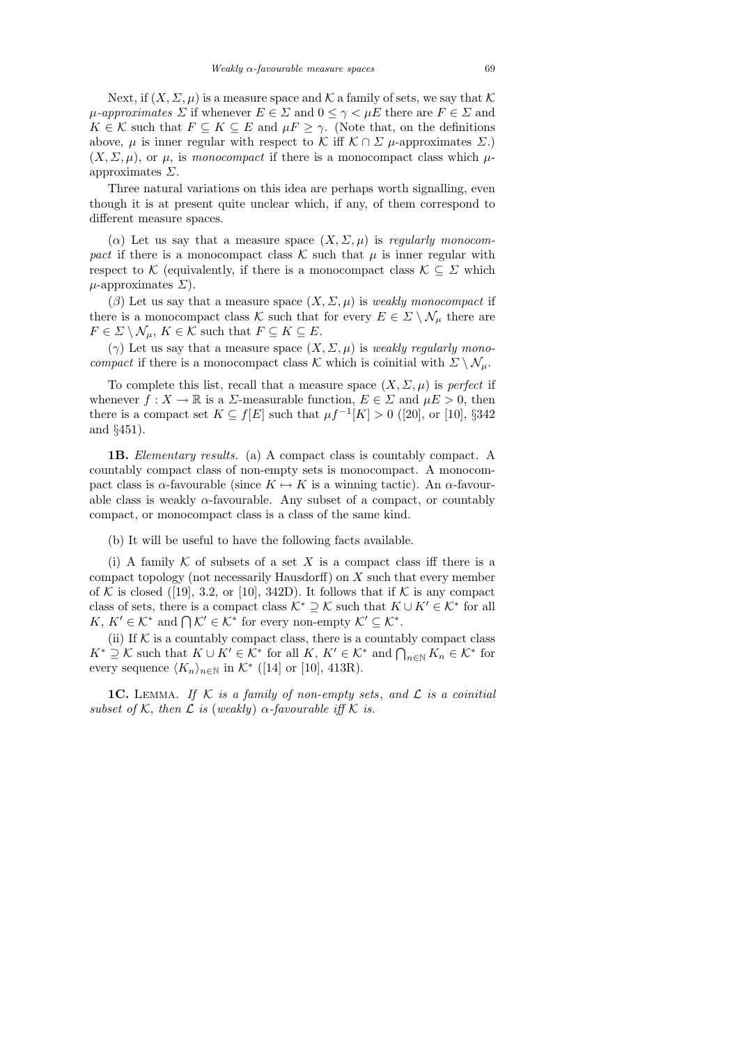Next, if $(X, \Sigma, \mu)$ is a measure space and $\mathcal{K}$ a family of sets, we say that $\mathcal{K}$ *$\mu$-approximates* $\Sigma$ if whenever $E \in \Sigma$ and $0 \leq \gamma < \mu E$ there are $F \in \Sigma$ and $K \in \mathcal{K}$ such that $F \subseteq K \subseteq E$ and $\mu F \geq \gamma$. (Note that, on the definitions above, $\mu$ is inner regular with respect to $\mathcal{K}$ iff $\mathcal{K} \cap \Sigma$ $\mu$-approximates $\Sigma$.) $(X, \Sigma, \mu)$, or $\mu$, is *monocompact* if there is a monocompact class which $\mu$-approximates $\Sigma$.

Three natural variations on this idea are perhaps worth signalling, even though it is at present quite unclear which, if any, of them correspond to different measure spaces.

($\alpha$) Let us say that a measure space $(X, \Sigma, \mu)$ is *regularly monocompact* if there is a monocompact class $\mathcal{K}$ such that $\mu$ is inner regular with respect to $\mathcal{K}$ (equivalently, if there is a monocompact class $\mathcal{K} \subseteq \Sigma$ which $\mu$-approximates $\Sigma$).

($\beta$) Let us say that a measure space $(X, \Sigma, \mu)$ is *weakly monocompact* if there is a monocompact class $\mathcal{K}$ such that for every $E \in \Sigma \setminus \mathcal{N}_\mu$ there are $F \in \Sigma \setminus \mathcal{N}_\mu$, $K \in \mathcal{K}$ such that $F \subseteq K \subseteq E$.

($\gamma$) Let us say that a measure space $(X, \Sigma, \mu)$ is *weakly regularly monocompact* if there is a monocompact class $\mathcal{K}$ which is coinitial with $\Sigma \setminus \mathcal{N}_\mu$.

To complete this list, recall that a measure space $(X, \Sigma, \mu)$ is *perfect* if whenever $f : X \to \mathbb{R}$ is a $\Sigma$-measurable function, $E \in \Sigma$ and $\mu E > 0$, then there is a compact set $K \subseteq f[E]$ such that $\mu f^{-1}[K] > 0$ ([20], or [10], §342 and §451).

**1B.** *Elementary results.* (a) A compact class is countably compact. A countably compact class of non-empty sets is monocompact. A monocompact class is $\alpha$-favourable (since $K \mapsto K$ is a winning tactic). An $\alpha$-favourable class is weakly $\alpha$-favourable. Any subset of a compact, or countably compact, or monocompact class is a class of the same kind.

(b) It will be useful to have the following facts available.

(i) A family $\mathcal{K}$ of subsets of a set $X$ is a compact class iff there is a compact topology (not necessarily Hausdorff) on $X$ such that every member of $\mathcal{K}$ is closed ([19], 3.2, or [10], 342D). It follows that if $\mathcal{K}$ is any compact class of sets, there is a compact class $\mathcal{K}^* \supseteq \mathcal{K}$ such that $K \cup K' \in \mathcal{K}^*$ for all $K, K' \in \mathcal{K}^*$ and $\bigcap \mathcal{K}' \in \mathcal{K}^*$ for every non-empty $\mathcal{K}' \subseteq \mathcal{K}^*$.

(ii) If $\mathcal{K}$ is a countably compact class, there is a countably compact class $K^* \supseteq \mathcal{K}$ such that $K \cup K' \in \mathcal{K}^*$ for all $K, K' \in \mathcal{K}^*$ and $\bigcap_{n \in \mathbb{N}} K_n \in \mathcal{K}^*$ for every sequence $\langle K_n \rangle_{n \in \mathbb{N}}$ in $\mathcal{K}^*$ ([14] or [10], 413R).

**1C.** Lemma. *If $\mathcal{K}$ is a family of non-empty sets, and $\mathcal{L}$ is a coinitial subset of $\mathcal{K}$, then $\mathcal{L}$ is (weakly) $\alpha$-favourable iff $\mathcal{K}$ is.*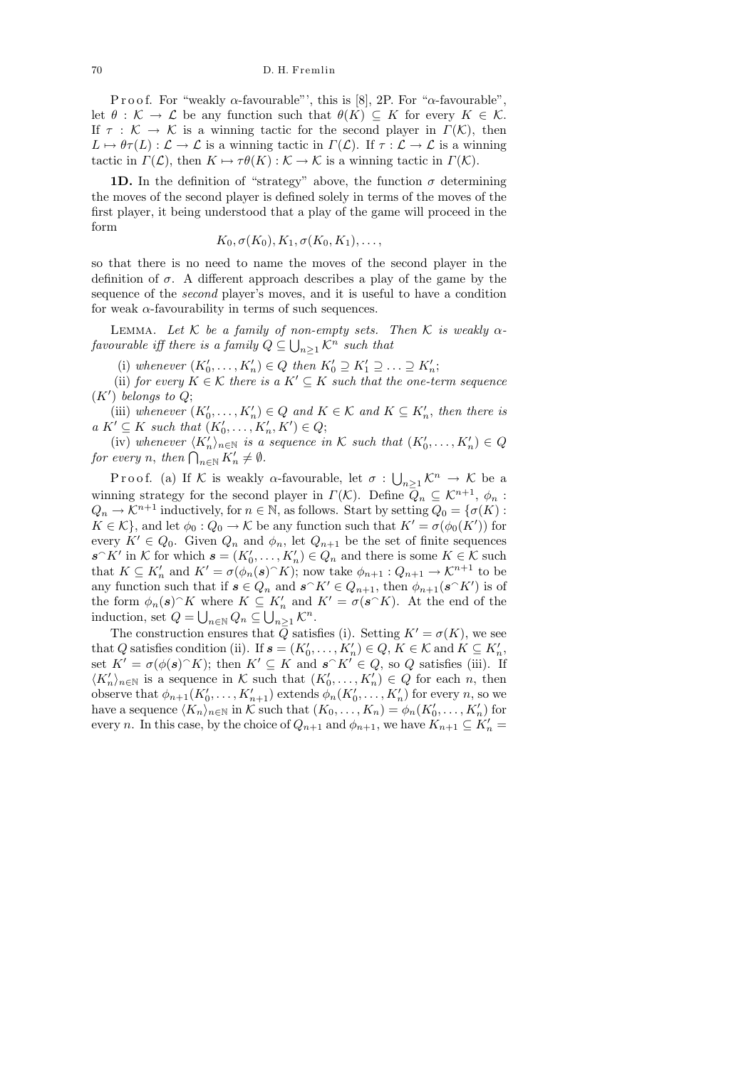Proof. For "weakly $\alpha$-favourable"', this is [8], 2P. For "$\alpha$-favourable", let $\theta : \mathcal{K} \to \mathcal{L}$ be any function such that $\theta(K) \subseteq K$ for every $K \in \mathcal{K}$. If $\tau : \mathcal{K} \to \mathcal{K}$ is a winning tactic for the second player in $\Gamma(\mathcal{K})$, then $L \mapsto \theta\tau(L) : \mathcal{L} \to \mathcal{L}$ is a winning tactic in $\Gamma(\mathcal{L})$. If $\tau : \mathcal{L} \to \mathcal{L}$ is a winning tactic in $\Gamma(\mathcal{L})$, then $K \mapsto \tau\theta(K) : \mathcal{K} \to \mathcal{K}$ is a winning tactic in $\Gamma(\mathcal{K})$.

**1D.** In the definition of "strategy" above, the function $\sigma$ determining the moves of the second player is defined solely in terms of the moves of the first player, it being understood that a play of the game will proceed in the form

$$K_0, \sigma(K_0), K_1, \sigma(K_0, K_1), \ldots,$$

so that there is no need to name the moves of the second player in the definition of $\sigma$. A different approach describes a play of the game by the sequence of the *second* player's moves, and it is useful to have a condition for weak $\alpha$-favourability in terms of such sequences.

Lemma. *Let $\mathcal{K}$ be a family of non-empty sets. Then $\mathcal{K}$ is weakly $\alpha$-favourable iff there is a family $Q \subseteq \bigcup_{n\ge 1} \mathcal{K}^n$ such that*

(i) *whenever $(K'_0, \ldots, K'_n) \in Q$ then $K'_0 \supseteq K'_1 \supseteq \ldots \supseteq K'_n$;*

(ii) *for every $K \in \mathcal{K}$ there is a $K' \subseteq K$ such that the one-term sequence $(K')$ belongs to $Q$;*

(iii) *whenever $(K'_0, \ldots, K'_n) \in Q$ and $K \in \mathcal{K}$ and $K \subseteq K'_n$, then there is a $K' \subseteq K$ such that $(K'_0, \ldots, K'_n, K') \in Q$;*

(iv) *whenever $\langle K'_n \rangle_{n\in\mathbb{N}}$ is a sequence in $\mathcal{K}$ such that $(K'_0, \ldots, K'_n) \in Q$ for every $n$, then $\bigcap_{n\in\mathbb{N}} K'_n \neq \emptyset$.*

Proof. (a) If $\mathcal{K}$ is weakly $\alpha$-favourable, let $\sigma : \bigcup_{n\ge 1} \mathcal{K}^n \to \mathcal{K}$ be a winning strategy for the second player in $\Gamma(\mathcal{K})$. Define $Q_n \subseteq \mathcal{K}^{n+1}$, $\phi_n : Q_n \to \mathcal{K}^{n+1}$ inductively, for $n \in \mathbb{N}$, as follows. Start by setting $Q_0 = \{\sigma(K) : K \in \mathcal{K}\}$, and let $\phi_0 : Q_0 \to \mathcal{K}$ be any function such that $K' = \sigma(\phi_0(K'))$ for every $K' \in Q_0$. Given $Q_n$ and $\phi_n$, let $Q_{n+1}$ be the set of finite sequences $\boldsymbol{s}^\frown K'$ in $\mathcal{K}$ for which $\boldsymbol{s} = (K'_0, \ldots, K'_n) \in Q_n$ and there is some $K \in \mathcal{K}$ such that $K \subseteq K'_n$ and $K' = \sigma(\phi_n(\boldsymbol{s})^\frown K)$; now take $\phi_{n+1} : Q_{n+1} \to \mathcal{K}^{n+1}$ to be any function such that if $\boldsymbol{s} \in Q_n$ and $\boldsymbol{s}^\frown K' \in Q_{n+1}$, then $\phi_{n+1}(\boldsymbol{s}^\frown K')$ is of the form $\phi_n(\boldsymbol{s})^\frown K$ where $K \subseteq K'_n$ and $K' = \sigma(\boldsymbol{s}^\frown K)$. At the end of the induction, set $Q = \bigcup_{n\in\mathbb{N}} Q_n \subseteq \bigcup_{n\ge 1} \mathcal{K}^n$.

The construction ensures that $Q$ satisfies (i). Setting $K' = \sigma(K)$, we see that $Q$ satisfies condition (ii). If $\boldsymbol{s} = (K'_0, \ldots, K'_n) \in Q$, $K \in \mathcal{K}$ and $K \subseteq K'_n$, set $K' = \sigma(\phi(\boldsymbol{s})^\frown K)$; then $K' \subseteq K$ and $\boldsymbol{s}^\frown K' \in Q$, so $Q$ satisfies (iii). If $\langle K'_n \rangle_{n\in\mathbb{N}}$ is a sequence in $\mathcal{K}$ such that $(K'_0, \ldots, K'_n) \in Q$ for each $n$, then observe that $\phi_{n+1}(K'_0, \ldots, K'_{n+1})$ extends $\phi_n(K'_0, \ldots, K'_n)$ for every $n$, so we have a sequence $\langle K_n \rangle_{n\in\mathbb{N}}$ in $\mathcal{K}$ such that $(K_0, \ldots, K_n) = \phi_n(K'_0, \ldots, K'_n)$ for every $n$. In this case, by the choice of $Q_{n+1}$ and $\phi_{n+1}$, we have $K_{n+1} \subseteq K'_n =$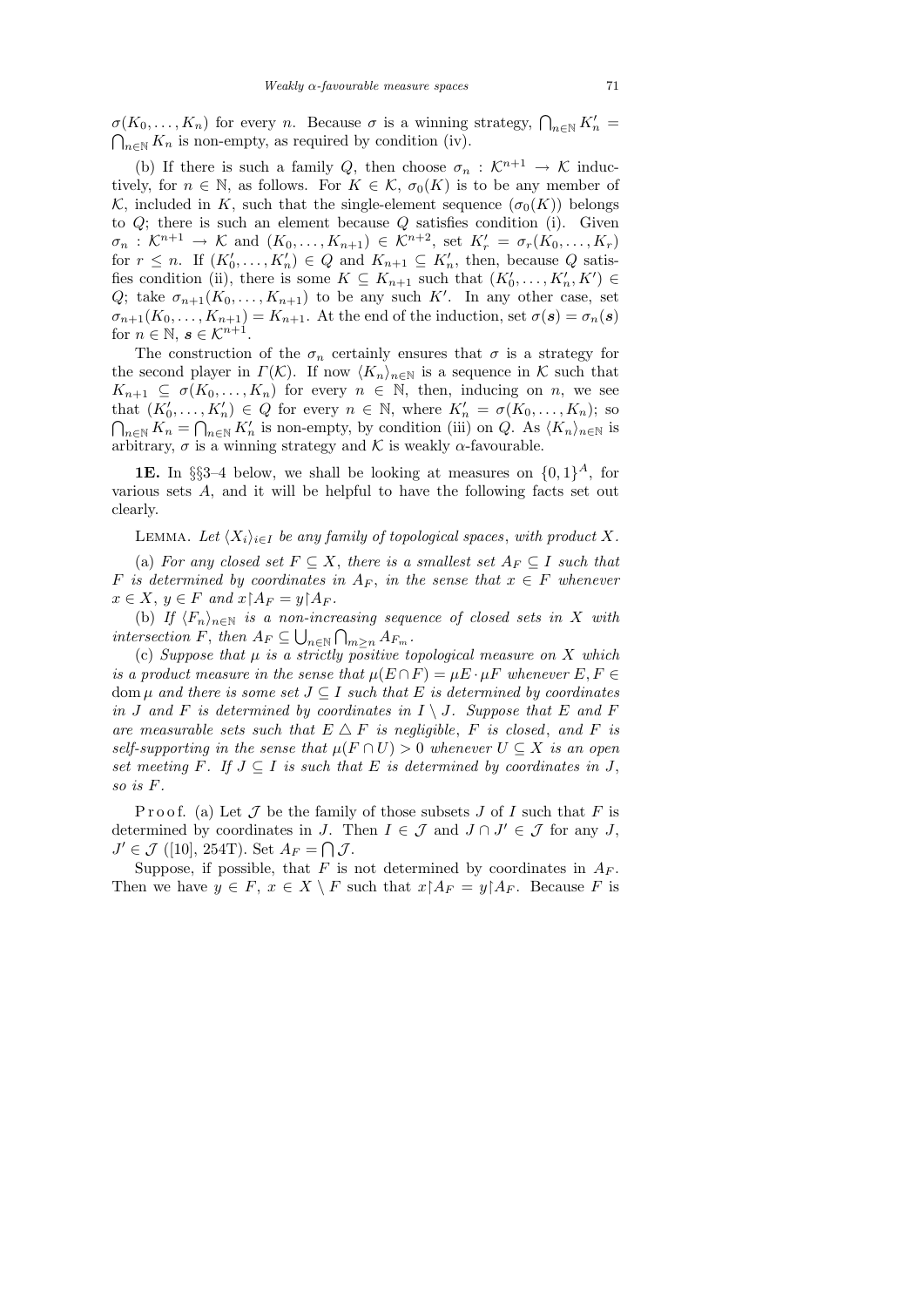$\sigma(K_0,\dots,K_n)$ for every $n$. Because $\sigma$ is a winning strategy, $\bigcap_{n\in\mathbb{N}} K'_n = \bigcap_{n\in\mathbb{N}} K_n$ is non-empty, as required by condition (iv).

(b) If there is such a family $Q$, then choose $\sigma_n : \mathcal{K}^{n+1} \to \mathcal{K}$ inductively, for $n \in \mathbb{N}$, as follows. For $K \in \mathcal{K}$, $\sigma_0(K)$ is to be any member of $\mathcal{K}$, included in $K$, such that the single-element sequence $(\sigma_0(K))$ belongs to $Q$; there is such an element because $Q$ satisfies condition (i). Given $\sigma_n : \mathcal{K}^{n+1} \to \mathcal{K}$ and $(K_0,\dots,K_{n+1}) \in \mathcal{K}^{n+2}$, set $K'_r = \sigma_r(K_0,\dots,K_r)$ for $r \le n$. If $(K'_0,\dots,K'_n) \in Q$ and $K_{n+1} \subseteq K'_n$, then, because $Q$ satisfies condition (ii), there is some $K \subseteq K_{n+1}$ such that $(K'_0,\dots,K'_n,K') \in Q$; take $\sigma_{n+1}(K_0,\dots,K_{n+1})$ to be any such $K'$. In any other case, set $\sigma_{n+1}(K_0,\dots,K_{n+1}) = K_{n+1}$. At the end of the induction, set $\sigma(\boldsymbol{s}) = \sigma_n(\boldsymbol{s})$ for $n \in \mathbb{N}$, $\boldsymbol{s} \in \mathcal{K}^{n+1}$.

The construction of the $\sigma_n$ certainly ensures that $\sigma$ is a strategy for the second player in $\Gamma(\mathcal{K})$. If now $\langle K_n\rangle_{n\in\mathbb{N}}$ is a sequence in $\mathcal{K}$ such that $K_{n+1} \subseteq \sigma(K_0,\dots,K_n)$ for every $n \in \mathbb{N}$, then, inducing on $n$, we see that $(K'_0,\dots,K'_n) \in Q$ for every $n \in \mathbb{N}$, where $K'_n = \sigma(K_0,\dots,K_n)$; so $\bigcap_{n\in\mathbb{N}} K_n = \bigcap_{n\in\mathbb{N}} K'_n$ is non-empty, by condition (iii) on $Q$. As $\langle K_n\rangle_{n\in\mathbb{N}}$ is arbitrary, $\sigma$ is a winning strategy and $\mathcal{K}$ is weakly $\alpha$-favourable.

**1E.** In §§3–4 below, we shall be looking at measures on $\{0,1\}^A$, for various sets $A$, and it will be helpful to have the following facts set out clearly.

LEMMA. *Let $\langle X_i\rangle_{i\in I}$ be any family of topological spaces, with product $X$.*

(a) *For any closed set $F \subseteq X$, there is a smallest set $A_F \subseteq I$ such that $F$ is determined by coordinates in $A_F$, in the sense that $x \in F$ whenever $x \in X$, $y \in F$ and $x\restriction A_F = y\restriction A_F$.*

(b) *If $\langle F_n\rangle_{n\in\mathbb{N}}$ is a non-increasing sequence of closed sets in $X$ with intersection $F$, then $A_F \subseteq \bigcup_{n\in\mathbb{N}} \bigcap_{m\ge n} A_{F_m}$.*

(c) *Suppose that $\mu$ is a strictly positive topological measure on $X$ which is a product measure in the sense that $\mu(E\cap F) = \mu E\cdot\mu F$ whenever $E, F \in \operatorname{dom}\mu$ and there is some set $J \subseteq I$ such that $E$ is determined by coordinates in $J$ and $F$ is determined by coordinates in $I\setminus J$. Suppose that $E$ and $F$ are measurable sets such that $E \triangle F$ is negligible, $F$ is closed, and $F$ is self-supporting in the sense that $\mu(F\cap U) > 0$ whenever $U \subseteq X$ is an open set meeting $F$. If $J \subseteq I$ is such that $E$ is determined by coordinates in $J$, so is $F$.*

Proof. (a) Let $\mathcal{J}$ be the family of those subsets $J$ of $I$ such that $F$ is determined by coordinates in $J$. Then $I \in \mathcal{J}$ and $J \cap J' \in \mathcal{J}$ for any $J$, $J' \in \mathcal{J}$ ([10], 254T). Set $A_F = \bigcap \mathcal{J}$.

Suppose, if possible, that $F$ is not determined by coordinates in $A_F$. Then we have $y \in F$, $x \in X\setminus F$ such that $x\restriction A_F = y\restriction A_F$. Because $F$ is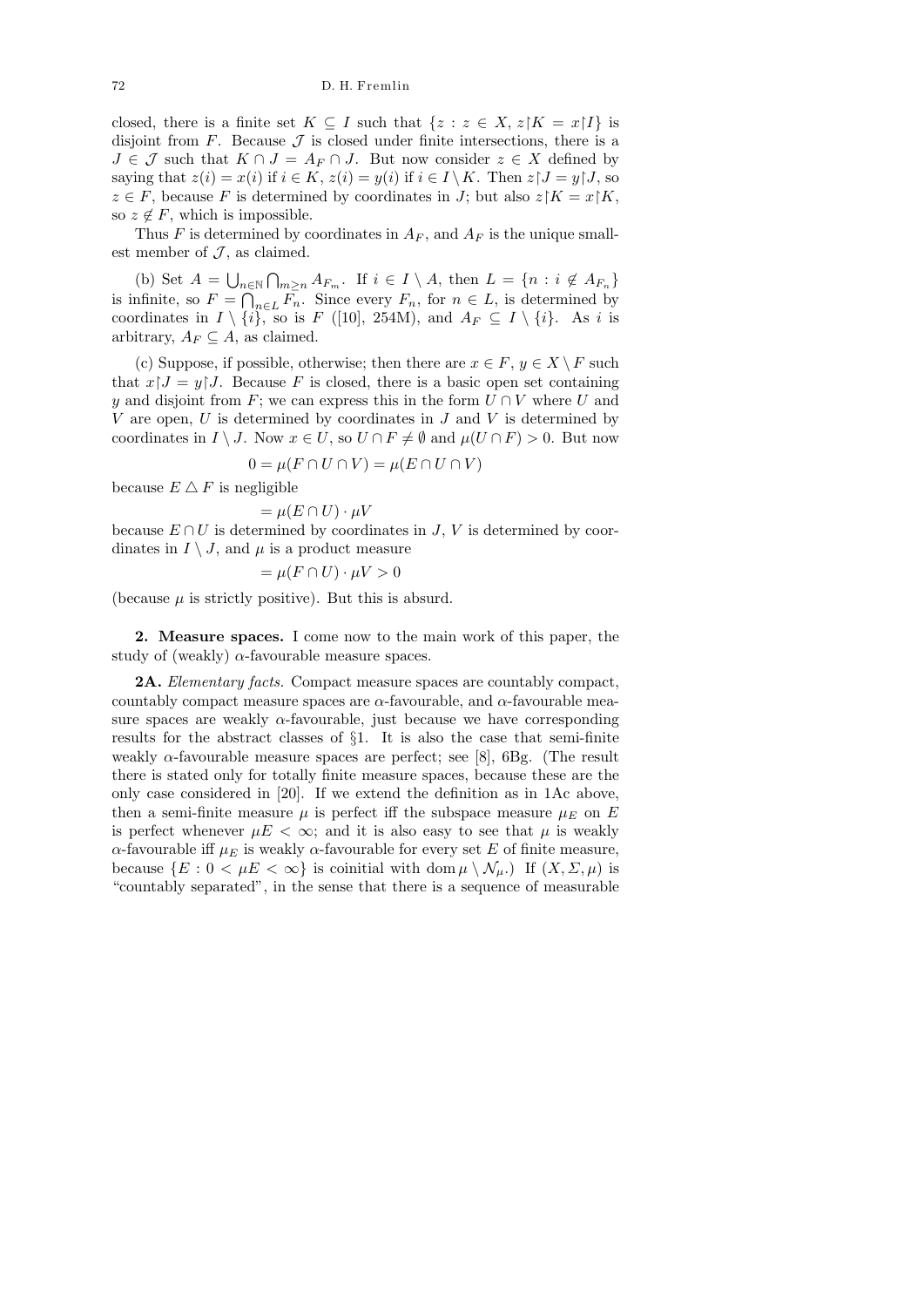closed, there is a finite set $K \subseteq I$ such that $\{z : z \in X, z\restriction K = x\restriction I\}$ is disjoint from $F$. Because $\mathcal{J}$ is closed under finite intersections, there is a $J \in \mathcal{J}$ such that $K \cap J = A_F \cap J$. But now consider $z \in X$ defined by saying that $z(i) = x(i)$ if $i \in K$, $z(i) = y(i)$ if $i \in I \setminus K$. Then $z\restriction J = y\restriction J$, so $z \in F$, because $F$ is determined by coordinates in $J$; but also $z\restriction K = x\restriction K$, so $z \notin F$, which is impossible.

Thus $F$ is determined by coordinates in $A_F$, and $A_F$ is the unique smallest member of $\mathcal{J}$, as claimed.

(b) Set $A = \bigcup_{n\in\mathbb{N}} \bigcap_{m\ge n} A_{F_m}$. If $i \in I \setminus A$, then $L = \{n : i \notin A_{F_n}\}$ is infinite, so $F = \bigcap_{n\in L} F_n$. Since every $F_n$, for $n \in L$, is determined by coordinates in $I \setminus \{i\}$, so is $F$ ([10], 254M), and $A_F \subseteq I \setminus \{i\}$. As $i$ is arbitrary, $A_F \subseteq A$, as claimed.

(c) Suppose, if possible, otherwise; then there are $x \in F$, $y \in X \setminus F$ such that $x\restriction J = y\restriction J$. Because $F$ is closed, there is a basic open set containing $y$ and disjoint from $F$; we can express this in the form $U \cap V$ where $U$ and $V$ are open, $U$ is determined by coordinates in $J$ and $V$ is determined by coordinates in $I \setminus J$. Now $x \in U$, so $U \cap F \neq \emptyset$ and $\mu(U \cap F) > 0$. But now

$$0 = \mu(F \cap U \cap V) = \mu(E \cap U \cap V)$$

because $E \triangle F$ is negligible

$$= \mu(E \cap U) \cdot \mu V$$

because $E \cap U$ is determined by coordinates in $J$, $V$ is determined by coordinates in $I \setminus J$, and $\mu$ is a product measure

$$= \mu(F \cap U) \cdot \mu V > 0$$

(because $\mu$ is strictly positive). But this is absurd.

## 2. Measure spaces.

I come now to the main work of this paper, the study of (weakly) $\alpha$-favourable measure spaces.

**2A.** *Elementary facts.* Compact measure spaces are countably compact, countably compact measure spaces are $\alpha$-favourable, and $\alpha$-favourable measure spaces are weakly $\alpha$-favourable, just because we have corresponding results for the abstract classes of §1. It is also the case that semi-finite weakly $\alpha$-favourable measure spaces are perfect; see [8], 6Bg. (The result there is stated only for totally finite measure spaces, because these are the only case considered in [20]. If we extend the definition as in 1Ac above, then a semi-finite measure $\mu$ is perfect iff the subspace measure $\mu_E$ on $E$ is perfect whenever $\mu E < \infty$; and it is also easy to see that $\mu$ is weakly $\alpha$-favourable iff $\mu_E$ is weakly $\alpha$-favourable for every set $E$ of finite measure, because $\{E : 0 < \mu E < \infty\}$ is coinitial with $\operatorname{dom}\mu \setminus \mathcal{N}_\mu$.) If $(X, \Sigma, \mu)$ is "countably separated", in the sense that there is a sequence of measurable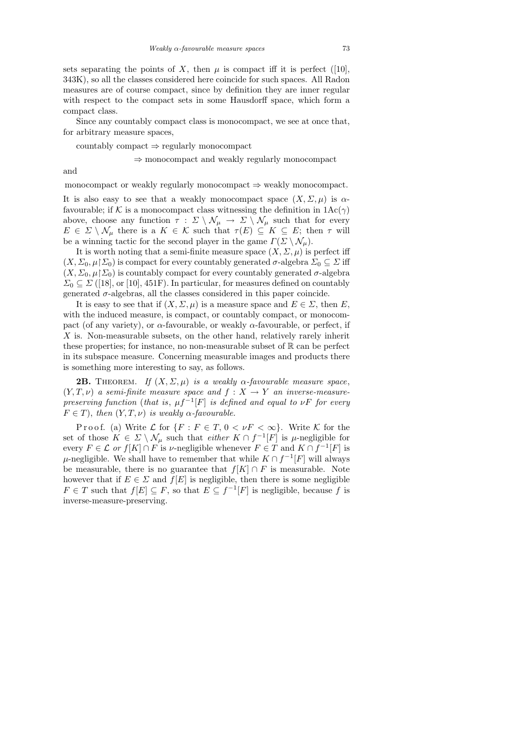sets separating the points of $X$, then $\mu$ is compact iff it is perfect ([10], 343K), so all the classes considered here coincide for such spaces. All Radon measures are of course compact, since by definition they are inner regular with respect to the compact sets in some Hausdorff space, which form a compact class.

Since any countably compact class is monocompact, we see at once that, for arbitrary measure spaces,

countably compact $\Rightarrow$ regularly monocompact

$\Rightarrow$ monocompact and weakly regularly monocompact

and

monocompact or weakly regularly monocompact $\Rightarrow$ weakly monocompact.

It is also easy to see that a weakly monocompact space $(X, \Sigma, \mu)$ is $\alpha$-favourable; if $\mathcal{K}$ is a monocompact class witnessing the definition in 1Ac($\gamma$) above, choose any function $\tau : \Sigma \setminus \mathcal{N}_\mu \to \Sigma \setminus \mathcal{N}_\mu$ such that for every $E \in \Sigma \setminus \mathcal{N}_\mu$ there is a $K \in \mathcal{K}$ such that $\tau(E) \subseteq K \subseteq E$; then $\tau$ will be a winning tactic for the second player in the game $\Gamma(\Sigma \setminus \mathcal{N}_\mu)$.

It is worth noting that a semi-finite measure space $(X, \Sigma, \mu)$ is perfect iff $(X, \Sigma_0, \mu{\restriction}\Sigma_0)$ is compact for every countably generated $\sigma$-algebra $\Sigma_0 \subseteq \Sigma$ iff $(X, \Sigma_0, \mu{\restriction}\Sigma_0)$ is countably compact for every countably generated $\sigma$-algebra $\Sigma_0 \subseteq \Sigma$ ([18], or [10], 451F). In particular, for measures defined on countably generated $\sigma$-algebras, all the classes considered in this paper coincide.

It is easy to see that if $(X, \Sigma, \mu)$ is a measure space and $E \in \Sigma$, then $E$, with the induced measure, is compact, or countably compact, or monocompact (of any variety), or $\alpha$-favourable, or weakly $\alpha$-favourable, or perfect, if $X$ is. Non-measurable subsets, on the other hand, relatively rarely inherit these properties; for instance, no non-measurable subset of $\mathbb{R}$ can be perfect in its subspace measure. Concerning measurable images and products there is something more interesting to say, as follows.

**2B.** Theorem. *If $(X, \Sigma, \mu)$ is a weakly $\alpha$-favourable measure space, $(Y, T, \nu)$ a semi-finite measure space and $f : X \to Y$ an inverse-measure-preserving function (that is, $\mu f^{-1}[F]$ is defined and equal to $\nu F$ for every $F \in T$), then $(Y, T, \nu)$ is weakly $\alpha$-favourable.*

Proof. (a) Write $\mathcal{L}$ for $\{F : F \in T,\ 0 < \nu F < \infty\}$. Write $\mathcal{K}$ for the set of those $K \in \Sigma \setminus \mathcal{N}_\mu$ such that *either* $K \cap f^{-1}[F]$ is $\mu$-negligible for every $F \in \mathcal{L}$ *or* $f[K] \cap F$ is $\nu$-negligible whenever $F \in T$ and $K \cap f^{-1}[F]$ is $\mu$-negligible. We shall have to remember that while $K \cap f^{-1}[F]$ will always be measurable, there is no guarantee that $f[K] \cap F$ is measurable. Note however that if $E \in \Sigma$ and $f[E]$ is negligible, then there is some negligible $F \in T$ such that $f[E] \subseteq F$, so that $E \subseteq f^{-1}[F]$ is negligible, because $f$ is inverse-measure-preserving.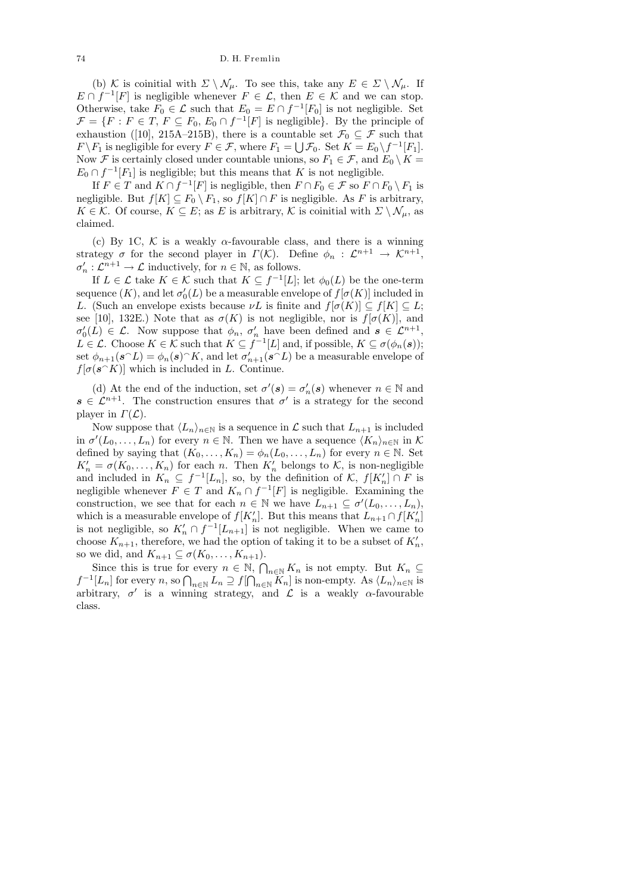(b) $\mathcal{K}$ is coinitial with $\Sigma \setminus \mathcal{N}_\mu$. To see this, take any $E \in \Sigma \setminus \mathcal{N}_\mu$. If $E \cap f^{-1}[F]$ is negligible whenever $F \in \mathcal{L}$, then $E \in \mathcal{K}$ and we can stop. Otherwise, take $F_0 \in \mathcal{L}$ such that $E_0 = E \cap f^{-1}[F_0]$ is not negligible. Set $\mathcal{F} = \{F : F \in T, F \subseteq F_0, E_0 \cap f^{-1}[F] \text{ is negligible}\}$. By the principle of exhaustion ([10], 215A–215B), there is a countable set $\mathcal{F}_0 \subseteq \mathcal{F}$ such that $F \setminus F_1$ is negligible for every $F \in \mathcal{F}$, where $F_1 = \bigcup \mathcal{F}_0$. Set $K = E_0 \setminus f^{-1}[F_1]$. Now $\mathcal{F}$ is certainly closed under countable unions, so $F_1 \in \mathcal{F}$, and $E_0 \setminus K = E_0 \cap f^{-1}[F_1]$ is negligible; but this means that $K$ is not negligible.

If $F \in T$ and $K \cap f^{-1}[F]$ is negligible, then $F \cap F_0 \in \mathcal{F}$ so $F \cap F_0 \setminus F_1$ is negligible. But $f[K] \subseteq F_0 \setminus F_1$, so $f[K] \cap F$ is negligible. As $F$ is arbitrary, $K \in \mathcal{K}$. Of course, $K \subseteq E$; as $E$ is arbitrary, $\mathcal{K}$ is coinitial with $\Sigma \setminus \mathcal{N}_\mu$, as claimed.

(c) By 1C, $\mathcal{K}$ is a weakly $\alpha$-favourable class, and there is a winning strategy $\sigma$ for the second player in $\Gamma(\mathcal{K})$. Define $\phi_n : \mathcal{L}^{n+1} \to \mathcal{K}^{n+1}$, $\sigma'_n : \mathcal{L}^{n+1} \to \mathcal{L}$ inductively, for $n \in \mathbb{N}$, as follows.

If $L \in \mathcal{L}$ take $K \in \mathcal{K}$ such that $K \subseteq f^{-1}[L]$; let $\phi_0(L)$ be the one-term sequence $(K)$, and let $\sigma'_0(L)$ be a measurable envelope of $f[\sigma(K)]$ included in $L$. (Such an envelope exists because $\nu L$ is finite and $f[\sigma(K)] \subseteq f[K] \subseteq L$; see [10], 132E.) Note that as $\sigma(K)$ is not negligible, nor is $f[\sigma(K)]$, and $\sigma'_0(L) \in \mathcal{L}$. Now suppose that $\phi_n$, $\sigma'_n$ have been defined and $\boldsymbol{s} \in \mathcal{L}^{n+1}$, $L \in \mathcal{L}$. Choose $K \in \mathcal{K}$ such that $K \subseteq f^{-1}[L]$ and, if possible, $K \subseteq \sigma(\phi_n(\boldsymbol{s}))$; set $\phi_{n+1}(\boldsymbol{s}^\frown L) = \phi_n(\boldsymbol{s})^\frown K$, and let $\sigma'_{n+1}(\boldsymbol{s}^\frown L)$ be a measurable envelope of $f[\sigma(\boldsymbol{s}^\frown K)]$ which is included in $L$. Continue.

(d) At the end of the induction, set $\sigma'(\boldsymbol{s}) = \sigma'_n(\boldsymbol{s})$ whenever $n \in \mathbb{N}$ and $\boldsymbol{s} \in \mathcal{L}^{n+1}$. The construction ensures that $\sigma'$ is a strategy for the second player in $\Gamma(\mathcal{L})$.

Now suppose that $\langle L_n \rangle_{n\in\mathbb{N}}$ is a sequence in $\mathcal{L}$ such that $L_{n+1}$ is included in $\sigma'(L_0, \ldots, L_n)$ for every $n \in \mathbb{N}$. Then we have a sequence $\langle K_n \rangle_{n\in\mathbb{N}}$ in $\mathcal{K}$ defined by saying that $(K_0, \ldots, K_n) = \phi_n(L_0, \ldots, L_n)$ for every $n \in \mathbb{N}$. Set $K'_n = \sigma(K_0, \ldots, K_n)$ for each $n$. Then $K'_n$ belongs to $\mathcal{K}$, is non-negligible and included in $K_n \subseteq f^{-1}[L_n]$, so, by the definition of $\mathcal{K}$, $f[K'_n] \cap F$ is negligible whenever $F \in T$ and $K_n \cap f^{-1}[F]$ is negligible. Examining the construction, we see that for each $n \in \mathbb{N}$ we have $L_{n+1} \subseteq \sigma'(L_0, \ldots, L_n)$, which is a measurable envelope of $f[K'_n]$. But this means that $L_{n+1} \cap f[K'_n]$ is not negligible, so $K'_n \cap f^{-1}[L_{n+1}]$ is not negligible. When we came to choose $K_{n+1}$, therefore, we had the option of taking it to be a subset of $K'_n$, so we did, and $K_{n+1} \subseteq \sigma(K_0, \ldots, K_{n+1})$.

Since this is true for every $n \in \mathbb{N}$, $\bigcap_{n\in\mathbb{N}} K_n$ is not empty. But $K_n \subseteq f^{-1}[L_n]$ for every $n$, so $\bigcap_{n\in\mathbb{N}} L_n \supseteq f[\bigcap_{n\in\mathbb{N}} K_n]$ is non-empty. As $\langle L_n \rangle_{n\in\mathbb{N}}$ is arbitrary, $\sigma'$ is a winning strategy, and $\mathcal{L}$ is a weakly $\alpha$-favourable class.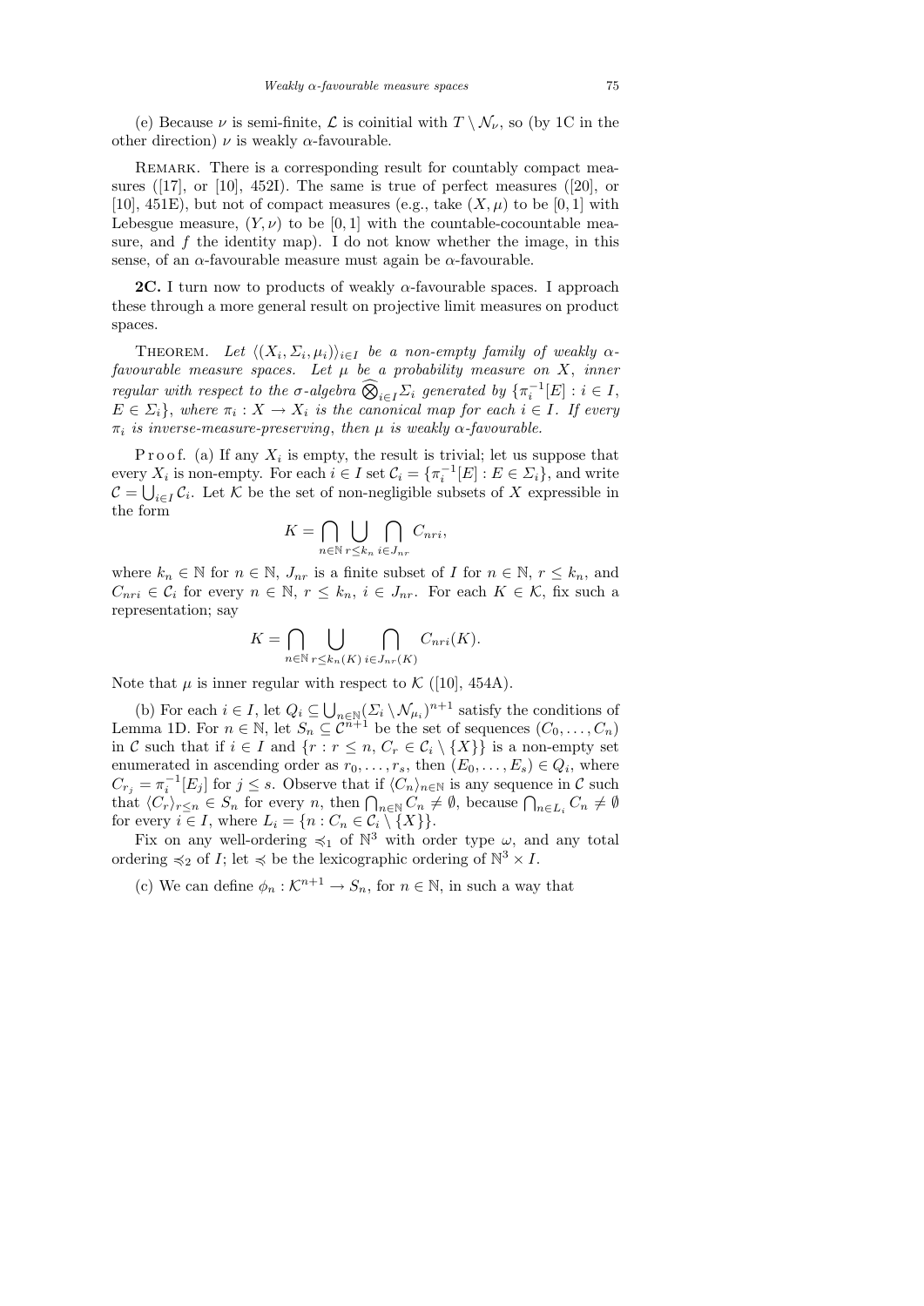(e) Because $\nu$ is semi-finite, $\mathcal{L}$ is coinitial with $T \setminus \mathcal{N}_\nu$, so (by 1C in the other direction) $\nu$ is weakly $\alpha$-favourable.

Remark. There is a corresponding result for countably compact measures ([17], or [10], 452I). The same is true of perfect measures ([20], or [10], 451E), but not of compact measures (e.g., take $(X, \mu)$ to be $[0,1]$ with Lebesgue measure, $(Y, \nu)$ to be $[0,1]$ with the countable-cocountable measure, and $f$ the identity map). I do not know whether the image, in this sense, of an $\alpha$-favourable measure must again be $\alpha$-favourable.

**2C.** I turn now to products of weakly $\alpha$-favourable spaces. I approach these through a more general result on projective limit measures on product spaces.

Theorem. *Let $\langle (X_i, \Sigma_i, \mu_i)\rangle_{i\in I}$ be a non-empty family of weakly $\alpha$-favourable measure spaces. Let $\mu$ be a probability measure on $X$, inner regular with respect to the $\sigma$-algebra $\widehat{\bigotimes}_{i\in I}\Sigma_i$ generated by $\{\pi_i^{-1}[E] : i \in I, E \in \Sigma_i\}$, where $\pi_i : X \to X_i$ is the canonical map for each $i \in I$. If every $\pi_i$ is inverse-measure-preserving, then $\mu$ is weakly $\alpha$-favourable.*

Proof. (a) If any $X_i$ is empty, the result is trivial; let us suppose that every $X_i$ is non-empty. For each $i \in I$ set $\mathcal{C}_i = \{\pi_i^{-1}[E] : E \in \Sigma_i\}$, and write $\mathcal{C} = \bigcup_{i\in I}\mathcal{C}_i$. Let $\mathcal{K}$ be the set of non-negligible subsets of $X$ expressible in the form

$$K = \bigcap_{n\in\mathbb{N}} \bigcup_{r\le k_n} \bigcap_{i\in J_{nr}} C_{nri},$$

where $k_n \in \mathbb{N}$ for $n \in \mathbb{N}$, $J_{nr}$ is a finite subset of $I$ for $n \in \mathbb{N}$, $r \le k_n$, and $C_{nri} \in \mathcal{C}_i$ for every $n \in \mathbb{N}$, $r \le k_n$, $i \in J_{nr}$. For each $K \in \mathcal{K}$, fix such a representation; say

$$K = \bigcap_{n\in\mathbb{N}} \bigcup_{r\le k_n(K)} \bigcap_{i\in J_{nr}(K)} C_{nri}(K).$$

Note that $\mu$ is inner regular with respect to $\mathcal{K}$ ([10], 454A).

(b) For each $i \in I$, let $Q_i \subseteq \bigcup_{n\in\mathbb{N}}(\Sigma_i \setminus \mathcal{N}_{\mu_i})^{n+1}$ satisfy the conditions of Lemma 1D. For $n \in \mathbb{N}$, let $S_n \subseteq \mathcal{C}^{n+1}$ be the set of sequences $(C_0, \ldots, C_n)$ in $\mathcal{C}$ such that if $i \in I$ and $\{r : r \le n, C_r \in \mathcal{C}_i \setminus \{X\}\}$ is a non-empty set enumerated in ascending order as $r_0, \ldots, r_s$, then $(E_0, \ldots, E_s) \in Q_i$, where $C_{r_j} = \pi_i^{-1}[E_j]$ for $j \le s$. Observe that if $\langle C_n\rangle_{n\in\mathbb{N}}$ is any sequence in $\mathcal{C}$ such that $\langle C_r\rangle_{r\le n} \in S_n$ for every $n$, then $\bigcap_{n\in\mathbb{N}} C_n \ne \emptyset$, because $\bigcap_{n\in L_i} C_n \ne \emptyset$ for every $i \in I$, where $L_i = \{n : C_n \in \mathcal{C}_i \setminus \{X\}\}$.

Fix on any well-ordering $\preccurlyeq_1$ of $\mathbb{N}^3$ with order type $\omega$, and any total ordering $\preccurlyeq_2$ of $I$; let $\preccurlyeq$ be the lexicographic ordering of $\mathbb{N}^3 \times I$.

(c) We can define $\phi_n : \mathcal{K}^{n+1} \to S_n$, for $n \in \mathbb{N}$, in such a way that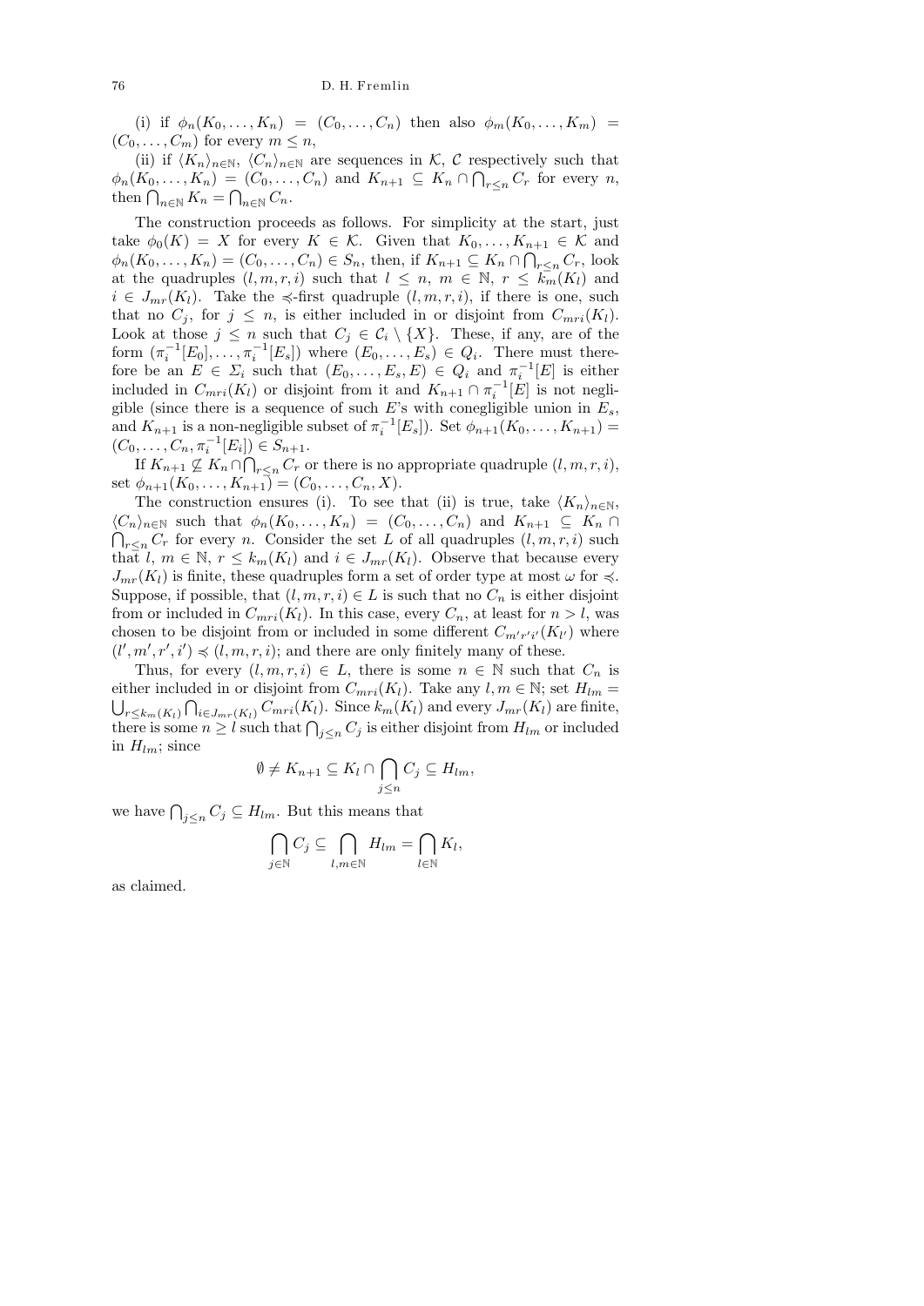(i) if $\phi_n(K_0, \ldots, K_n) = (C_0, \ldots, C_n)$ then also $\phi_m(K_0, \ldots, K_m) = (C_0, \ldots, C_m)$ for every $m \leq n$,

(ii) if $\langle K_n \rangle_{n \in \mathbb{N}}$, $\langle C_n \rangle_{n \in \mathbb{N}}$ are sequences in $\mathcal{K}$, $\mathcal{C}$ respectively such that $\phi_n(K_0, \ldots, K_n) = (C_0, \ldots, C_n)$ and $K_{n+1} \subseteq K_n \cap \bigcap_{r \leq n} C_r$ for every $n$, then $\bigcap_{n \in \mathbb{N}} K_n = \bigcap_{n \in \mathbb{N}} C_n$.

The construction proceeds as follows. For simplicity at the start, just take $\phi_0(K) = X$ for every $K \in \mathcal{K}$. Given that $K_0, \ldots, K_{n+1} \in \mathcal{K}$ and $\phi_n(K_0, \ldots, K_n) = (C_0, \ldots, C_n) \in S_n$, then, if $K_{n+1} \subseteq K_n \cap \bigcap_{r \leq n} C_r$, look at the quadruples $(l, m, r, i)$ such that $l \leq n$, $m \in \mathbb{N}$, $r \leq k_m(K_l)$ and $i \in J_{mr}(K_l)$. Take the $\preccurlyeq$-first quadruple $(l, m, r, i)$, if there is one, such that no $C_j$, for $j \leq n$, is either included in or disjoint from $C_{mri}(K_l)$. Look at those $j \leq n$ such that $C_j \in \mathcal{C}_i \setminus \{X\}$. These, if any, are of the form $(\pi_i^{-1}[E_0], \ldots, \pi_i^{-1}[E_s])$ where $(E_0, \ldots, E_s) \in Q_i$. There must therefore be an $E \in \Sigma_i$ such that $(E_0, \ldots, E_s, E) \in Q_i$ and $\pi_i^{-1}[E]$ is either included in $C_{mri}(K_l)$ or disjoint from it and $K_{n+1} \cap \pi_i^{-1}[E]$ is not negligible (since there is a sequence of such $E$'s with conegligible union in $E_s$, and $K_{n+1}$ is a non-negligible subset of $\pi_i^{-1}[E_s]$). Set $\phi_{n+1}(K_0, \ldots, K_{n+1}) = (C_0, \ldots, C_n, \pi_i^{-1}[E_i]) \in S_{n+1}$.

If $K_{n+1} \not\subseteq K_n \cap \bigcap_{r \leq n} C_r$ or there is no appropriate quadruple $(l, m, r, i)$, set $\phi_{n+1}(K_0, \ldots, K_{n+1}) = (C_0, \ldots, C_n, X)$.

The construction ensures (i). To see that (ii) is true, take $\langle K_n \rangle_{n \in \mathbb{N}}$, $\langle C_n \rangle_{n \in \mathbb{N}}$ such that $\phi_n(K_0, \ldots, K_n) = (C_0, \ldots, C_n)$ and $K_{n+1} \subseteq K_n \cap \bigcap_{r \leq n} C_r$ for every $n$. Consider the set $L$ of all quadruples $(l, m, r, i)$ such that $l$, $m \in \mathbb{N}$, $r \leq k_m(K_l)$ and $i \in J_{mr}(K_l)$. Observe that because every $J_{mr}(K_l)$ is finite, these quadruples form a set of order type at most $\omega$ for $\preccurlyeq$. Suppose, if possible, that $(l, m, r, i) \in L$ is such that no $C_n$ is either disjoint from or included in $C_{mri}(K_l)$. In this case, every $C_n$, at least for $n > l$, was chosen to be disjoint from or included in some different $C_{m'r'i'}(K_{l'})$ where $(l', m', r', i') \preccurlyeq (l, m, r, i)$; and there are only finitely many of these.

Thus, for every $(l, m, r, i) \in L$, there is some $n \in \mathbb{N}$ such that $C_n$ is either included in or disjoint from $C_{mri}(K_l)$. Take any $l, m \in \mathbb{N}$; set $H_{lm} = \bigcup_{r \leq k_m(K_l)} \bigcap_{i \in J_{mr}(K_l)} C_{mri}(K_l)$. Since $k_m(K_l)$ and every $J_{mr}(K_l)$ are finite, there is some $n \geq l$ such that $\bigcap_{j \leq n} C_j$ is either disjoint from $H_{lm}$ or included in $H_{lm}$; since

$$\emptyset \neq K_{n+1} \subseteq K_l \cap \bigcap_{j \leq n} C_j \subseteq H_{lm},$$

we have $\bigcap_{j \leq n} C_j \subseteq H_{lm}$. But this means that

$$\bigcap_{j \in \mathbb{N}} C_j \subseteq \bigcap_{l, m \in \mathbb{N}} H_{lm} = \bigcap_{l \in \mathbb{N}} K_l,$$

as claimed.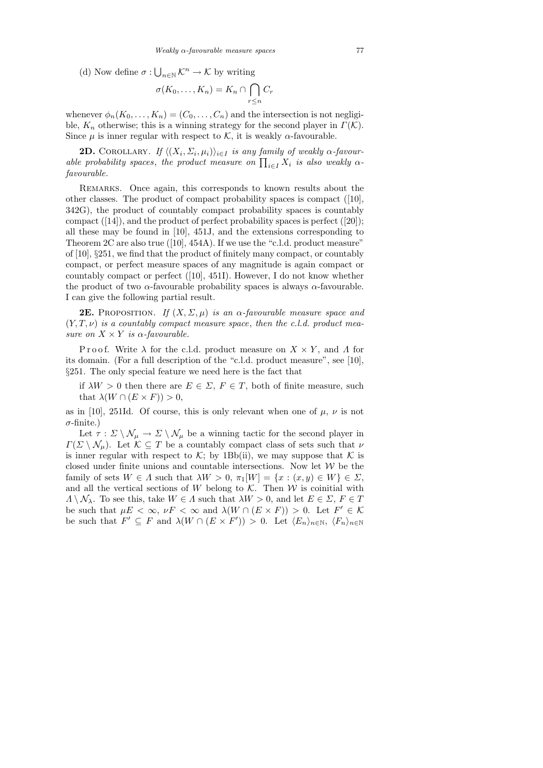(d) Now define $\sigma : \bigcup_{n\in\mathbb{N}} \mathcal{K}^n \to \mathcal{K}$ by writing

$$\sigma(K_0, \ldots, K_n) = K_n \cap \bigcap_{r\le n} C_r$$

whenever $\phi_n(K_0, \ldots, K_n) = (C_0, \ldots, C_n)$ and the intersection is not negligible, $K_n$ otherwise; this is a winning strategy for the second player in $\Gamma(\mathcal{K})$. Since $\mu$ is inner regular with respect to $\mathcal{K}$, it is weakly $\alpha$-favourable.

**2D.** Corollary. *If $\langle(X_i, \Sigma_i, \mu_i)\rangle_{i\in I}$ is any family of weakly $\alpha$-favourable probability spaces, the product measure on $\prod_{i\in I} X_i$ is also weakly $\alpha$-favourable.*

Remarks. Once again, this corresponds to known results about the other classes. The product of compact probability spaces is compact ([10], 342G), the product of countably compact probability spaces is countably compact ([14]), and the product of perfect probability spaces is perfect ([20]); all these may be found in [10], 451J, and the extensions corresponding to Theorem 2C are also true ([10], 454A). If we use the "c.l.d. product measure" of [10], §251, we find that the product of finitely many compact, or countably compact, or perfect measure spaces of any magnitude is again compact or countably compact or perfect ([10], 451I). However, I do not know whether the product of two $\alpha$-favourable probability spaces is always $\alpha$-favourable. I can give the following partial result.

**2E.** Proposition. *If $(X, \Sigma, \mu)$ is an $\alpha$-favourable measure space and $(Y, \mathrm{T}, \nu)$ is a countably compact measure space, then the c.l.d. product measure on $X \times Y$ is $\alpha$-favourable.*

Proof. Write $\lambda$ for the c.l.d. product measure on $X \times Y$, and $\Lambda$ for its domain. (For a full description of the "c.l.d. product measure", see [10], §251. The only special feature we need here is the fact that

> if $\lambda W > 0$ then there are $E \in \Sigma$, $F \in \mathrm{T}$, both of finite measure, such that $\lambda(W \cap (E \times F)) > 0$,

as in [10], 251Id. Of course, this is only relevant when one of $\mu$, $\nu$ is not $\sigma$-finite.)

Let $\tau : \Sigma \setminus \mathcal{N}_\mu \to \Sigma \setminus \mathcal{N}_\mu$ be a winning tactic for the second player in $\Gamma(\Sigma \setminus \mathcal{N}_\mu)$. Let $\mathcal{K} \subseteq \mathrm{T}$ be a countably compact class of sets such that $\nu$ is inner regular with respect to $\mathcal{K}$; by 1Bb(ii), we may suppose that $\mathcal{K}$ is closed under finite unions and countable intersections. Now let $\mathcal{W}$ be the family of sets $W \in \Lambda$ such that $\lambda W > 0$, $\pi_1[W] = \{x : (x, y) \in W\} \in \Sigma$, and all the vertical sections of $W$ belong to $\mathcal{K}$. Then $\mathcal{W}$ is coinitial with $\Lambda \setminus \mathcal{N}_\lambda$. To see this, take $W \in \Lambda$ such that $\lambda W > 0$, and let $E \in \Sigma$, $F \in \mathrm{T}$ be such that $\mu E < \infty$, $\nu F < \infty$ and $\lambda(W \cap (E \times F)) > 0$. Let $F' \in \mathcal{K}$ be such that $F' \subseteq F$ and $\lambda(W \cap (E \times F')) > 0$. Let $\langle E_n\rangle_{n\in\mathbb{N}}$, $\langle F_n\rangle_{n\in\mathbb{N}}$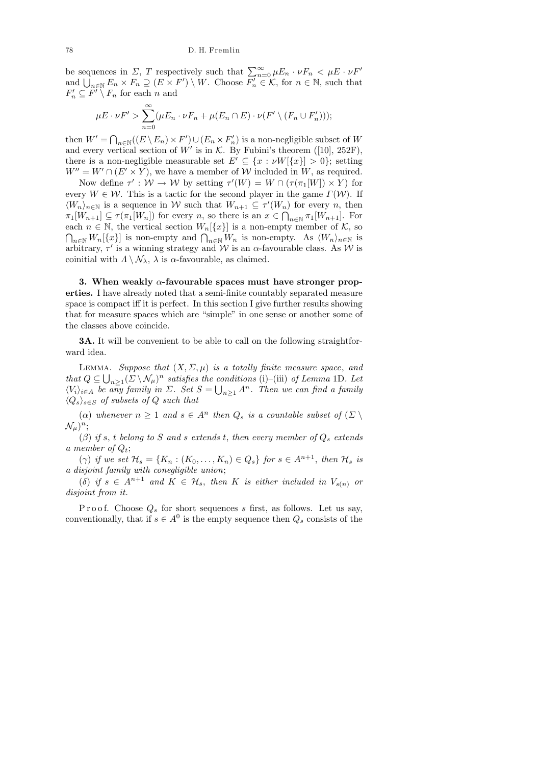be sequences in $\Sigma$, $T$ respectively such that $\sum_{n=0}^{\infty} \mu E_n \cdot \nu F_n < \mu E \cdot \nu F'$ and $\bigcup_{n\in\mathbb{N}} E_n \times F_n \supseteq (E \times F') \setminus W$. Choose $F_n' \in \mathcal{K}$, for $n \in \mathbb{N}$, such that $F_n' \subseteq F' \setminus F_n$ for each $n$ and

$$\mu E \cdot \nu F' > \sum_{n=0}^{\infty} (\mu E_n \cdot \nu F_n + \mu(E_n \cap E) \cdot \nu(F' \setminus (F_n \cup F_n')));$$

then $W' = \bigcap_{n\in\mathbb{N}}((E \setminus E_n) \times F') \cup (E_n \times F_n')$ is a non-negligible subset of $W$ and every vertical section of $W'$ is in $\mathcal{K}$. By Fubini's theorem ([10], 252F), there is a non-negligible measurable set $E' \subseteq \{x : \nu W[\{x\}] > 0\}$; setting $W'' = W' \cap (E' \times Y)$, we have a member of $\mathcal{W}$ included in $W$, as required.

Now define $\tau' : \mathcal{W} \to \mathcal{W}$ by setting $\tau'(W) = W \cap (\tau(\pi_1[W]) \times Y)$ for every $W \in \mathcal{W}$. This is a tactic for the second player in the game $\Gamma(\mathcal{W})$. If $\langle W_n \rangle_{n\in\mathbb{N}}$ is a sequence in $\mathcal{W}$ such that $W_{n+1} \subseteq \tau'(W_n)$ for every $n$, then $\pi_1[W_{n+1}] \subseteq \tau(\pi_1[W_n])$ for every $n$, so there is an $x \in \bigcap_{n\in\mathbb{N}} \pi_1[W_{n+1}]$. For each $n \in \mathbb{N}$, the vertical section $W_n[\{x\}]$ is a non-empty member of $\mathcal{K}$, so $\bigcap_{n\in\mathbb{N}} W_n[\{x\}]$ is non-empty and $\bigcap_{n\in\mathbb{N}} W_n$ is non-empty. As $\langle W_n \rangle_{n\in\mathbb{N}}$ is arbitrary, $\tau'$ is a winning strategy and $\mathcal{W}$ is an $\alpha$-favourable class. As $\mathcal{W}$ is coinitial with $\Lambda \setminus \mathcal{N}_\lambda$, $\lambda$ is $\alpha$-favourable, as claimed.

**3. When weakly $\alpha$-favourable spaces must have stronger properties.** I have already noted that a semi-finite countably separated measure space is compact iff it is perfect. In this section I give further results showing that for measure spaces which are "simple" in one sense or another some of the classes above coincide.

**3A.** It will be convenient to be able to call on the following straightforward idea.

Lemma. *Suppose that $(X, \Sigma, \mu)$ is a totally finite measure space, and that $Q \subseteq \bigcup_{n\ge 1} (\Sigma \setminus \mathcal{N}_\mu)^n$ satisfies the conditions* (i)–(iii) *of Lemma* 1D. *Let $\langle V_i \rangle_{i\in A}$ be any family in $\Sigma$. Set $S = \bigcup_{n\ge 1} A^n$. Then we can find a family $\langle Q_s \rangle_{s\in S}$ of subsets of $Q$ such that*

($\alpha$) *whenever $n \ge 1$ and $s \in A^n$ then $Q_s$ is a countable subset of $(\Sigma \setminus \mathcal{N}_\mu)^n$*;

($\beta$) *if $s$, $t$ belong to $S$ and $s$ extends $t$, then every member of $Q_s$ extends a member of $Q_t$*;

($\gamma$) *if we set $\mathcal{H}_s = \{K_n : (K_0, \ldots, K_n) \in Q_s\}$ for $s \in A^{n+1}$, then $\mathcal{H}_s$ is a disjoint family with conegligible union*;

($\delta$) *if $s \in A^{n+1}$ and $K \in \mathcal{H}_s$, then $K$ is either included in $V_{s(n)}$ or disjoint from it.*

Proof. Choose $Q_s$ for short sequences $s$ first, as follows. Let us say, conventionally, that if $s \in A^0$ is the empty sequence then $Q_s$ consists of the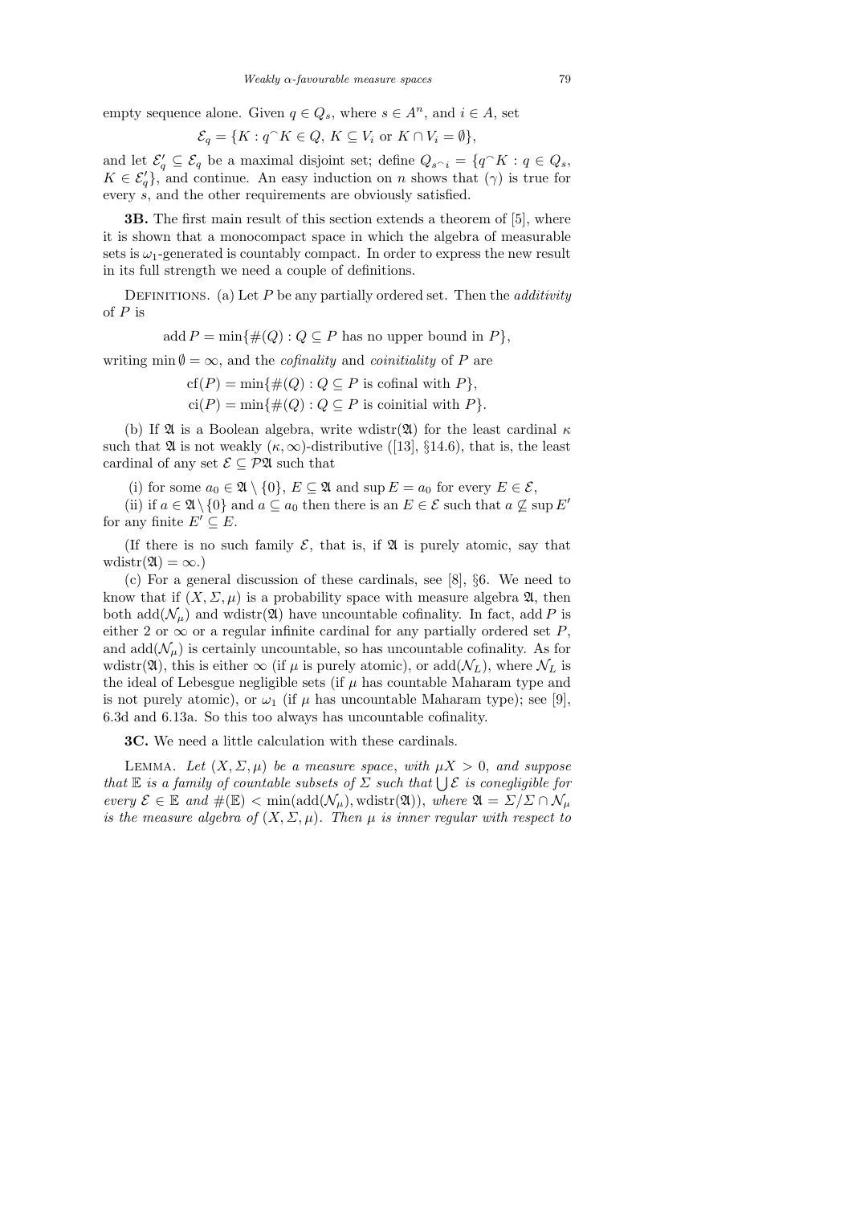empty sequence alone. Given $q \in Q_s$, where $s \in A^n$, and $i \in A$, set

$$\mathcal{E}_q = \{K : q^\frown K \in Q,\ K \subseteq V_i \text{ or } K \cap V_i = \emptyset\},$$

and let $\mathcal{E}'_q \subseteq \mathcal{E}_q$ be a maximal disjoint set; define $Q_{s^\frown i} = \{q^\frown K : q \in Q_s, K \in \mathcal{E}'_q\}$, and continue. An easy induction on $n$ shows that ($\gamma$) is true for every $s$, and the other requirements are obviously satisfied.

**3B.** The first main result of this section extends a theorem of [5], where it is shown that a monocompact space in which the algebra of measurable sets is $\omega_1$-generated is countably compact. In order to express the new result in its full strength we need a couple of definitions.

Definitions. (a) Let $P$ be any partially ordered set. Then the *additivity* of $P$ is

$$\operatorname{add} P = \min\{\#(Q) : Q \subseteq P \text{ has no upper bound in } P\},$$

writing $\min \emptyset = \infty$, and the *cofinality* and *coinitiality* of $P$ are

$$\operatorname{cf}(P) = \min\{\#(Q) : Q \subseteq P \text{ is cofinal with } P\},$$
$$\operatorname{ci}(P) = \min\{\#(Q) : Q \subseteq P \text{ is coinitial with } P\}.$$

(b) If $\mathfrak{A}$ is a Boolean algebra, write $\operatorname{wdistr}(\mathfrak{A})$ for the least cardinal $\kappa$ such that $\mathfrak{A}$ is not weakly $(\kappa, \infty)$-distributive ([13], §14.6), that is, the least cardinal of any set $\mathcal{E} \subseteq \mathcal{P}\mathfrak{A}$ such that

(i) for some $a_0 \in \mathfrak{A} \setminus \{0\}$, $E \subseteq \mathfrak{A}$ and $\sup E = a_0$ for every $E \in \mathcal{E}$,

(ii) if $a \in \mathfrak{A} \setminus \{0\}$ and $a \subseteq a_0$ then there is an $E \in \mathcal{E}$ such that $a \not\subseteq \sup E'$ for any finite $E' \subseteq E$.

(If there is no such family $\mathcal{E}$, that is, if $\mathfrak{A}$ is purely atomic, say that $\operatorname{wdistr}(\mathfrak{A}) = \infty$.)

(c) For a general discussion of these cardinals, see [8], §6. We need to know that if $(X, \Sigma, \mu)$ is a probability space with measure algebra $\mathfrak{A}$, then both $\operatorname{add}(\mathcal{N}_\mu)$ and $\operatorname{wdistr}(\mathfrak{A})$ have uncountable cofinality. In fact, $\operatorname{add} P$ is either 2 or $\infty$ or a regular infinite cardinal for any partially ordered set $P$, and $\operatorname{add}(\mathcal{N}_\mu)$ is certainly uncountable, so has uncountable cofinality. As for $\operatorname{wdistr}(\mathfrak{A})$, this is either $\infty$ (if $\mu$ is purely atomic), or $\operatorname{add}(\mathcal{N}_L)$, where $\mathcal{N}_L$ is the ideal of Lebesgue negligible sets (if $\mu$ has countable Maharam type and is not purely atomic), or $\omega_1$ (if $\mu$ has uncountable Maharam type); see [9], 6.3d and 6.13a. So this too always has uncountable cofinality.

**3C.** We need a little calculation with these cardinals.

Lemma. *Let $(X, \Sigma, \mu)$ be a measure space, with $\mu X > 0$, and suppose that $\mathbb{E}$ is a family of countable subsets of $\Sigma$ such that $\bigcup \mathcal{E}$ is conegligible for every $\mathcal{E} \in \mathbb{E}$ and $\#(\mathbb{E}) < \min(\operatorname{add}(\mathcal{N}_\mu), \operatorname{wdistr}(\mathfrak{A}))$, where $\mathfrak{A} = \Sigma / \Sigma \cap \mathcal{N}_\mu$ is the measure algebra of $(X, \Sigma, \mu)$. Then $\mu$ is inner regular with respect to*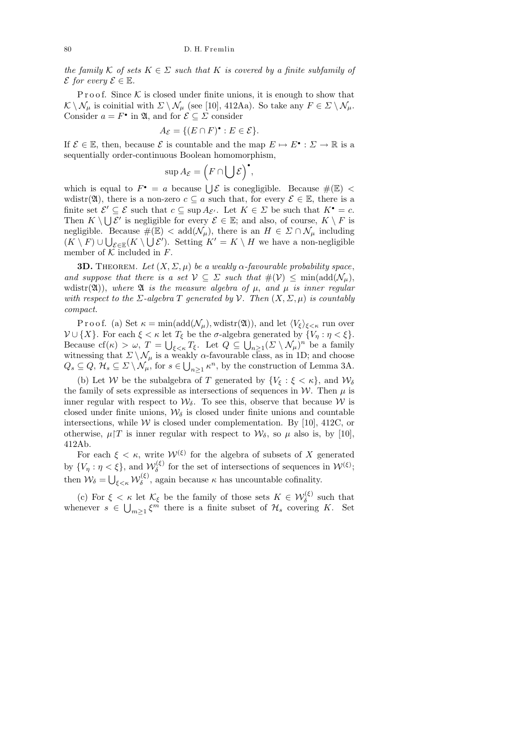*the family $\mathcal{K}$ of sets $K \in \Sigma$ such that $K$ is covered by a finite subfamily of $\mathcal{E}$ for every $\mathcal{E} \in \mathbb{E}$.*

Proof. Since $\mathcal{K}$ is closed under finite unions, it is enough to show that $\mathcal{K} \setminus \mathcal{N}_\mu$ is coinitial with $\Sigma \setminus \mathcal{N}_\mu$ (see [10], 412Aa). So take any $F \in \Sigma \setminus \mathcal{N}_\mu$. Consider $a = F^\bullet$ in $\mathfrak{A}$, and for $\mathcal{E} \subseteq \Sigma$ consider

$$A_{\mathcal{E}} = \{(E \cap F)^\bullet : E \in \mathcal{E}\}.$$

If $\mathcal{E} \in \mathbb{E}$, then, because $\mathcal{E}$ is countable and the map $E \mapsto E^\bullet : \Sigma \to \mathbb{R}$ is a sequentially order-continuous Boolean homomorphism,

$$\sup A_{\mathcal{E}} = \Big(F \cap \bigcup \mathcal{E}\Big)^\bullet,$$

which is equal to $F^\bullet = a$ because $\bigcup \mathcal{E}$ is conegligible. Because $\#(\mathbb{E}) < \operatorname{wdistr}(\mathfrak{A})$, there is a non-zero $c \subseteq a$ such that, for every $\mathcal{E} \in \mathbb{E}$, there is a finite set $\mathcal{E}' \subseteq \mathcal{E}$ such that $c \subseteq \sup A_{\mathcal{E}'}$. Let $K \in \Sigma$ be such that $K^\bullet = c$. Then $K \setminus \bigcup \mathcal{E}'$ is negligible for every $\mathcal{E} \in \mathbb{E}$; and also, of course, $K \setminus F$ is negligible. Because $\#(\mathbb{E}) < \operatorname{add}(\mathcal{N}_\mu)$, there is an $H \in \Sigma \cap \mathcal{N}_\mu$ including $(K \setminus F) \cup \bigcup_{\mathcal{E} \in \mathbb{E}} (K \setminus \bigcup \mathcal{E}')$. Setting $K' = K \setminus H$ we have a non-negligible member of $\mathcal{K}$ included in $F$.

**3D.** Theorem. *Let $(X, \Sigma, \mu)$ be a weakly $\alpha$-favourable probability space, and suppose that there is a set $\mathcal{V} \subseteq \Sigma$ such that $\#(\mathcal{V}) \le \min(\operatorname{add}(\mathcal{N}_\mu), \operatorname{wdistr}(\mathfrak{A}))$, where $\mathfrak{A}$ is the measure algebra of $\mu$, and $\mu$ is inner regular with respect to the $\Sigma$-algebra $T$ generated by $\mathcal{V}$. Then $(X, \Sigma, \mu)$ is countably compact.*

Proof. (a) Set $\kappa = \min(\operatorname{add}(\mathcal{N}_\mu), \operatorname{wdistr}(\mathfrak{A}))$, and let $\langle V_\xi \rangle_{\xi < \kappa}$ run over $\mathcal{V} \cup \{X\}$. For each $\xi < \kappa$ let $T_\xi$ be the $\sigma$-algebra generated by $\{V_\eta : \eta < \xi\}$. Because $\operatorname{cf}(\kappa) > \omega$, $T = \bigcup_{\xi < \kappa} T_\xi$. Let $Q \subseteq \bigcup_{n \ge 1} (\Sigma \setminus \mathcal{N}_\mu)^n$ be a family witnessing that $\Sigma \setminus \mathcal{N}_\mu$ is a weakly $\alpha$-favourable class, as in 1D; and choose $Q_s \subseteq Q$, $\mathcal{H}_s \subseteq \Sigma \setminus \mathcal{N}_\mu$, for $s \in \bigcup_{n \ge 1} \kappa^n$, by the construction of Lemma 3A.

(b) Let $\mathcal{W}$ be the subalgebra of $T$ generated by $\{V_\xi : \xi < \kappa\}$, and $\mathcal{W}_\delta$ the family of sets expressible as intersections of sequences in $\mathcal{W}$. Then $\mu$ is inner regular with respect to $\mathcal{W}_\delta$. To see this, observe that because $\mathcal{W}$ is closed under finite unions, $\mathcal{W}_\delta$ is closed under finite unions and countable intersections, while $\mathcal{W}$ is closed under complementation. By [10], 412C, or otherwise, $\mu \restriction T$ is inner regular with respect to $\mathcal{W}_\delta$, so $\mu$ also is, by [10], 412Ab.

For each $\xi < \kappa$, write $\mathcal{W}^{(\xi)}$ for the algebra of subsets of $X$ generated by $\{V_\eta : \eta < \xi\}$, and $\mathcal{W}_\delta^{(\xi)}$ for the set of intersections of sequences in $\mathcal{W}^{(\xi)}$; then $\mathcal{W}_\delta = \bigcup_{\xi < \kappa} \mathcal{W}_\delta^{(\xi)}$, again because $\kappa$ has uncountable cofinality.

(c) For $\xi < \kappa$ let $\mathcal{K}_\xi$ be the family of those sets $K \in \mathcal{W}_\delta^{(\xi)}$ such that whenever $s \in \bigcup_{m \ge 1} \xi^m$ there is a finite subset of $\mathcal{H}_s$ covering $K$. Set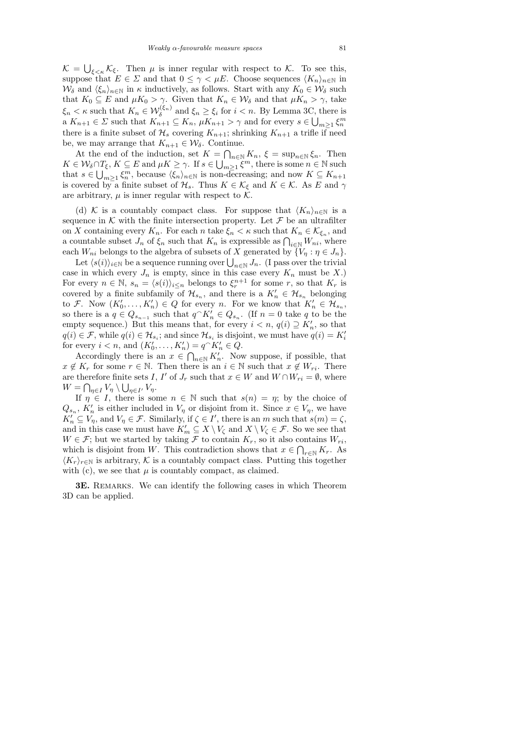$\mathcal{K} = \bigcup_{\xi<\kappa} \mathcal{K}_\xi$. Then $\mu$ is inner regular with respect to $\mathcal{K}$. To see this, suppose that $E \in \Sigma$ and that $0 \le \gamma < \mu E$. Choose sequences $\langle K_n \rangle_{n\in\mathbb{N}}$ in $\mathcal{W}_\delta$ and $\langle \xi_n \rangle_{n\in\mathbb{N}}$ in $\kappa$ inductively, as follows. Start with any $K_0 \in \mathcal{W}_\delta$ such that $K_0 \subseteq E$ and $\mu K_0 > \gamma$. Given that $K_n \in \mathcal{W}_\delta$ and that $\mu K_n > \gamma$, take $\xi_n < \kappa$ such that $K_n \in \mathcal{W}_\delta^{(\xi_n)}$ and $\xi_n \ge \xi_i$ for $i < n$. By Lemma 3C, there is a $K_{n+1} \in \Sigma$ such that $K_{n+1} \subseteq K_n$, $\mu K_{n+1} > \gamma$ and for every $s \in \bigcup_{m\ge 1} \xi_n^m$ there is a finite subset of $\mathcal{H}_s$ covering $K_{n+1}$; shrinking $K_{n+1}$ a trifle if need be, we may arrange that $K_{n+1} \in \mathcal{W}_\delta$. Continue.

At the end of the induction, set $K = \bigcap_{n\in\mathbb{N}} K_n$, $\xi = \sup_{n\in\mathbb{N}} \xi_n$. Then $K \in \mathcal{W}_\delta \cap T_\xi$, $K \subseteq E$ and $\mu K \ge \gamma$. If $s \in \bigcup_{m\ge 1} \xi^m$, there is some $n \in \mathbb{N}$ such that $s \in \bigcup_{m\ge 1} \xi_n^m$, because $\langle \xi_n \rangle_{n\in\mathbb{N}}$ is non-decreasing; and now $K \subseteq K_{n+1}$ is covered by a finite subset of $\mathcal{H}_s$. Thus $K \in \mathcal{K}_\xi$ and $K \in \mathcal{K}$. As $E$ and $\gamma$ are arbitrary, $\mu$ is inner regular with respect to $\mathcal{K}$.

(d) $\mathcal{K}$ is a countably compact class. For suppose that $\langle K_n \rangle_{n\in\mathbb{N}}$ is a sequence in $\mathcal{K}$ with the finite intersection property. Let $\mathcal{F}$ be an ultrafilter on $X$ containing every $K_n$. For each $n$ take $\xi_n < \kappa$ such that $K_n \in \mathcal{K}_{\xi_n}$, and a countable subset $J_n$ of $\xi_n$ such that $K_n$ is expressible as $\bigcap_{i\in\mathbb{N}} W_{ni}$, where each $W_{ni}$ belongs to the algebra of subsets of $X$ generated by $\{V_\eta : \eta \in J_n\}$.

Let $\langle s(i) \rangle_{i\in\mathbb{N}}$ be a sequence running over $\bigcup_{n\in\mathbb{N}} J_n$. (I pass over the trivial case in which every $J_n$ is empty, since in this case every $K_n$ must be $X$.) For every $n \in \mathbb{N}$, $s_n = \langle s(i) \rangle_{i\le n}$ belongs to $\xi_r^{n+1}$ for some $r$, so that $K_r$ is covered by a finite subfamily of $\mathcal{H}_{s_n}$, and there is a $K_n' \in \mathcal{H}_{s_n}$ belonging to $\mathcal{F}$. Now $(K_0', \ldots, K_n') \in Q$ for every $n$. For we know that $K_n' \in \mathcal{H}_{s_n}$, so there is a $q \in Q_{s_{n-1}}$ such that $q^\frown K_n' \in Q_{s_n}$. (If $n = 0$ take $q$ to be the empty sequence.) But this means that, for every $i < n$, $q(i) \supseteq K_n'$, so that $q(i) \in \mathcal{F}$, while $q(i) \in \mathcal{H}_{s_i}$; and since $\mathcal{H}_{s_i}$ is disjoint, we must have $q(i) = K_i'$ for every $i < n$, and $(K_0', \ldots, K_n') = q^\frown K_n' \in Q$.

Accordingly there is an $x \in \bigcap_{n\in\mathbb{N}} K_n'$. Now suppose, if possible, that $x \notin K_r$ for some $r \in \mathbb{N}$. Then there is an $i \in \mathbb{N}$ such that $x \notin W_{ri}$. There are therefore finite sets $I$, $I'$ of $J_r$ such that $x \in W$ and $W \cap W_{ri} = \emptyset$, where $W = \bigcap_{\eta\in I} V_\eta \setminus \bigcup_{\eta\in I'} V_\eta$.

If $\eta \in I$, there is some $n \in \mathbb{N}$ such that $s(n) = \eta$; by the choice of $Q_{s_n}$, $K_n'$ is either included in $V_\eta$ or disjoint from it. Since $x \in V_\eta$, we have $K_n' \subseteq V_\eta$, and $V_\eta \in \mathcal{F}$. Similarly, if $\zeta \in I'$, there is an $m$ such that $s(m) = \zeta$, and in this case we must have $K_m' \subseteq X \setminus V_\zeta$ and $X \setminus V_\zeta \in \mathcal{F}$. So we see that $W \in \mathcal{F}$; but we started by taking $\mathcal{F}$ to contain $K_r$, so it also contains $W_{ri}$, which is disjoint from $W$. This contradiction shows that $x \in \bigcap_{r\in\mathbb{N}} K_r$. As $\langle K_r \rangle_{r\in\mathbb{N}}$ is arbitrary, $\mathcal{K}$ is a countably compact class. Putting this together with (c), we see that $\mu$ is countably compact, as claimed.

**3E.** Remarks. We can identify the following cases in which Theorem 3D can be applied.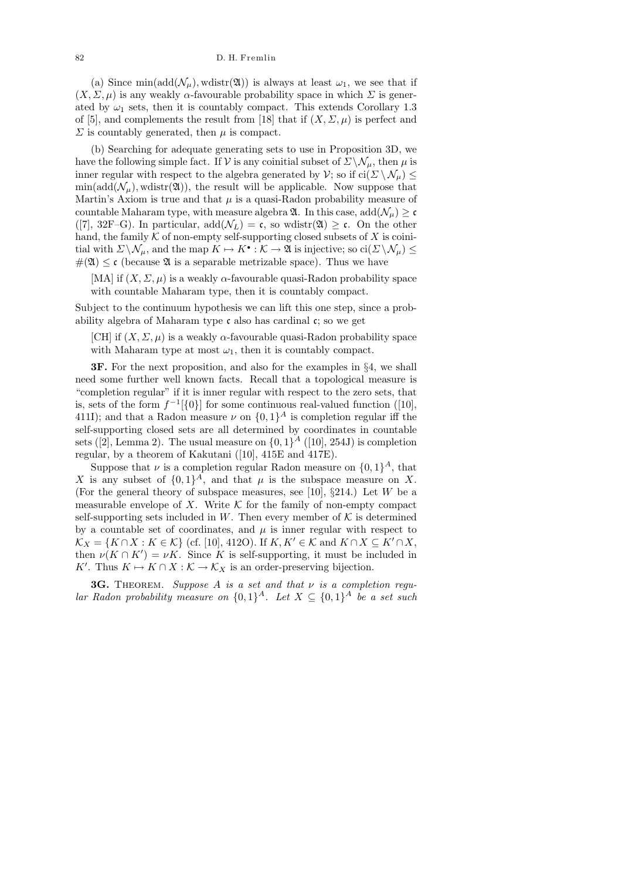(a) Since $\min(\operatorname{add}(\mathcal{N}_\mu), \operatorname{wdistr}(\mathfrak{A}))$ is always at least $\omega_1$, we see that if $(X, \Sigma, \mu)$ is any weakly $\alpha$-favourable probability space in which $\Sigma$ is generated by $\omega_1$ sets, then it is countably compact. This extends Corollary 1.3 of [5], and complements the result from [18] that if $(X, \Sigma, \mu)$ is perfect and $\Sigma$ is countably generated, then $\mu$ is compact.

(b) Searching for adequate generating sets to use in Proposition 3D, we have the following simple fact. If $\mathcal{V}$ is any coinitial subset of $\Sigma \setminus \mathcal{N}_\mu$, then $\mu$ is inner regular with respect to the algebra generated by $\mathcal{V}$; so if $\operatorname{ci}(\Sigma \setminus \mathcal{N}_\mu) \leq \min(\operatorname{add}(\mathcal{N}_\mu), \operatorname{wdistr}(\mathfrak{A}))$, the result will be applicable. Now suppose that Martin's Axiom is true and that $\mu$ is a quasi-Radon probability measure of countable Maharam type, with measure algebra $\mathfrak{A}$. In this case, $\operatorname{add}(\mathcal{N}_\mu) \geq \mathfrak{c}$ ([7], 32F–G). In particular, $\operatorname{add}(\mathcal{N}_L) = \mathfrak{c}$, so $\operatorname{wdistr}(\mathfrak{A}) \geq \mathfrak{c}$. On the other hand, the family $\mathcal{K}$ of non-empty self-supporting closed subsets of $X$ is coinitial with $\Sigma \setminus \mathcal{N}_\mu$, and the map $K \mapsto K^\bullet : \mathcal{K} \to \mathfrak{A}$ is injective; so $\operatorname{ci}(\Sigma \setminus \mathcal{N}_\mu) \leq \#(\mathfrak{A}) \leq \mathfrak{c}$ (because $\mathfrak{A}$ is a separable metrizable space). Thus we have

> [MA] if $(X, \Sigma, \mu)$ is a weakly $\alpha$-favourable quasi-Radon probability space with countable Maharam type, then it is countably compact.

Subject to the continuum hypothesis we can lift this one step, since a probability algebra of Maharam type $\mathfrak{c}$ also has cardinal $\mathfrak{c}$; so we get

> [CH] if $(X, \Sigma, \mu)$ is a weakly $\alpha$-favourable quasi-Radon probability space with Maharam type at most $\omega_1$, then it is countably compact.

**3F.** For the next proposition, and also for the examples in §4, we shall need some further well known facts. Recall that a topological measure is "completion regular" if it is inner regular with respect to the zero sets, that is, sets of the form $f^{-1}[\{0\}]$ for some continuous real-valued function ([10], 411I); and that a Radon measure $\nu$ on $\{0,1\}^A$ is completion regular iff the self-supporting closed sets are all determined by coordinates in countable sets ([2], Lemma 2). The usual measure on $\{0,1\}^A$ ([10], 254J) is completion regular, by a theorem of Kakutani ([10], 415E and 417E).

Suppose that $\nu$ is a completion regular Radon measure on $\{0,1\}^A$, that $X$ is any subset of $\{0,1\}^A$, and that $\mu$ is the subspace measure on $X$. (For the general theory of subspace measures, see [10], §214.) Let $W$ be a measurable envelope of $X$. Write $\mathcal{K}$ for the family of non-empty compact self-supporting sets included in $W$. Then every member of $\mathcal{K}$ is determined by a countable set of coordinates, and $\mu$ is inner regular with respect to $\mathcal{K}_X = \{K \cap X : K \in \mathcal{K}\}$ (cf. [10], 412O). If $K, K' \in \mathcal{K}$ and $K \cap X \subseteq K' \cap X$, then $\nu(K \cap K') = \nu K$. Since $K$ is self-supporting, it must be included in $K'$. Thus $K \mapsto K \cap X : \mathcal{K} \to \mathcal{K}_X$ is an order-preserving bijection.

**3G.** Theorem. *Suppose $A$ is a set and that $\nu$ is a completion regular Radon probability measure on $\{0,1\}^A$. Let $X \subseteq \{0,1\}^A$ be a set such*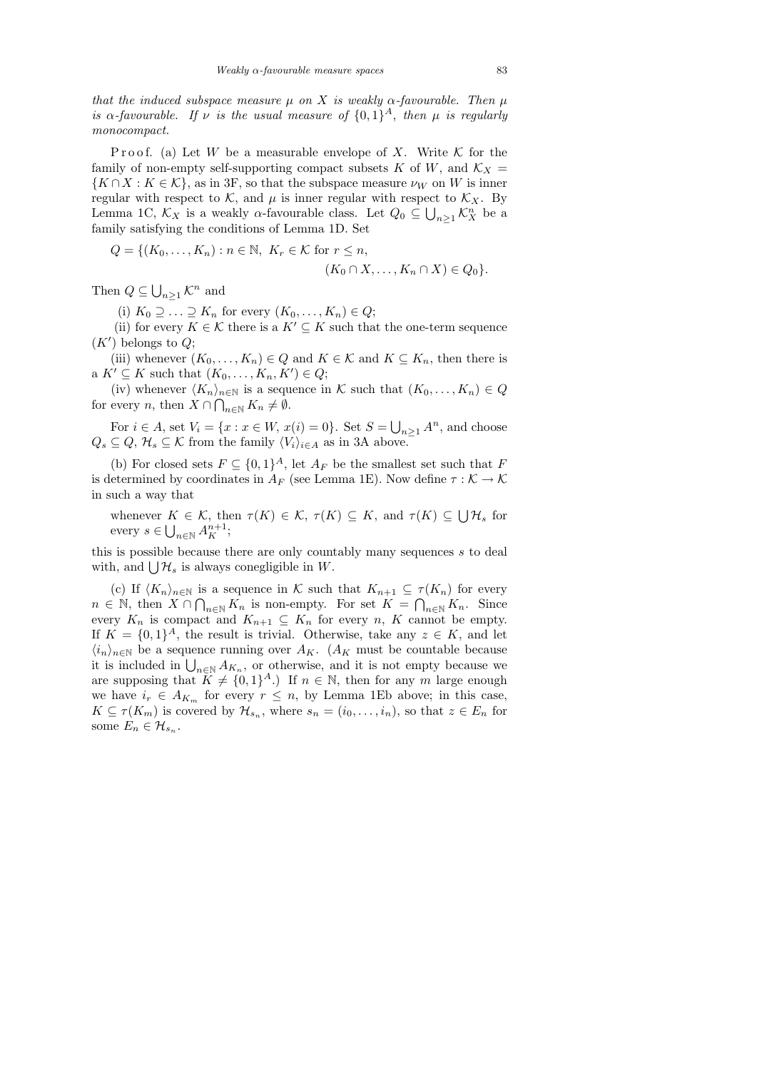*that the induced subspace measure $\mu$ on $X$ is weakly $\alpha$-favourable. Then $\mu$ is $\alpha$-favourable. If $\nu$ is the usual measure of $\{0,1\}^A$, then $\mu$ is regularly monocompact.*

Proof. (a) Let $W$ be a measurable envelope of $X$. Write $\mathcal{K}$ for the family of non-empty self-supporting compact subsets $K$ of $W$, and $\mathcal{K}_X = \{K \cap X : K \in \mathcal{K}\}$, as in 3F, so that the subspace measure $\nu_W$ on $W$ is inner regular with respect to $\mathcal{K}$, and $\mu$ is inner regular with respect to $\mathcal{K}_X$. By Lemma 1C, $\mathcal{K}_X$ is a weakly $\alpha$-favourable class. Let $Q_0 \subseteq \bigcup_{n\ge 1} \mathcal{K}_X^n$ be a family satisfying the conditions of Lemma 1D. Set

$$Q = \{(K_0, \ldots, K_n) : n \in \mathbb{N},\ K_r \in \mathcal{K} \text{ for } r \le n,\ (K_0 \cap X, \ldots, K_n \cap X) \in Q_0\}.$$

Then $Q \subseteq \bigcup_{n\ge 1} \mathcal{K}^n$ and

(i) $K_0 \supseteq \ldots \supseteq K_n$ for every $(K_0, \ldots, K_n) \in Q$;

(ii) for every $K \in \mathcal{K}$ there is a $K' \subseteq K$ such that the one-term sequence $(K')$ belongs to $Q$;

(iii) whenever $(K_0, \ldots, K_n) \in Q$ and $K \in \mathcal{K}$ and $K \subseteq K_n$, then there is a $K' \subseteq K$ such that $(K_0, \ldots, K_n, K') \in Q$;

(iv) whenever $\langle K_n \rangle_{n\in\mathbb{N}}$ is a sequence in $\mathcal{K}$ such that $(K_0, \ldots, K_n) \in Q$ for every $n$, then $X \cap \bigcap_{n\in\mathbb{N}} K_n \ne \emptyset$.

For $i \in A$, set $V_i = \{x : x \in W,\ x(i) = 0\}$. Set $S = \bigcup_{n\ge 1} A^n$, and choose $Q_s \subseteq Q$, $\mathcal{H}_s \subseteq \mathcal{K}$ from the family $\langle V_i \rangle_{i\in A}$ as in 3A above.

(b) For closed sets $F \subseteq \{0,1\}^A$, let $A_F$ be the smallest set such that $F$ is determined by coordinates in $A_F$ (see Lemma 1E). Now define $\tau : \mathcal{K} \to \mathcal{K}$ in such a way that

whenever $K \in \mathcal{K}$, then $\tau(K) \in \mathcal{K}$, $\tau(K) \subseteq K$, and $\tau(K) \subseteq \bigcup \mathcal{H}_s$ for every $s \in \bigcup_{n\in\mathbb{N}} A_K^{n+1}$;

this is possible because there are only countably many sequences $s$ to deal with, and $\bigcup \mathcal{H}_s$ is always conegligible in $W$.

(c) If $\langle K_n \rangle_{n\in\mathbb{N}}$ is a sequence in $\mathcal{K}$ such that $K_{n+1} \subseteq \tau(K_n)$ for every $n \in \mathbb{N}$, then $X \cap \bigcap_{n\in\mathbb{N}} K_n$ is non-empty. For set $K = \bigcap_{n\in\mathbb{N}} K_n$. Since every $K_n$ is compact and $K_{n+1} \subseteq K_n$ for every $n$, $K$ cannot be empty. If $K = \{0,1\}^A$, the result is trivial. Otherwise, take any $z \in K$, and let $\langle i_n \rangle_{n\in\mathbb{N}}$ be a sequence running over $A_K$. ($A_K$ must be countable because it is included in $\bigcup_{n\in\mathbb{N}} A_{K_n}$, or otherwise, and it is not empty because we are supposing that $K \ne \{0,1\}^A$.) If $n \in \mathbb{N}$, then for any $m$ large enough we have $i_r \in A_{K_m}$ for every $r \le n$, by Lemma 1Eb above; in this case, $K \subseteq \tau(K_m)$ is covered by $\mathcal{H}_{s_n}$, where $s_n = (i_0, \ldots, i_n)$, so that $z \in E_n$ for some $E_n \in \mathcal{H}_{s_n}$.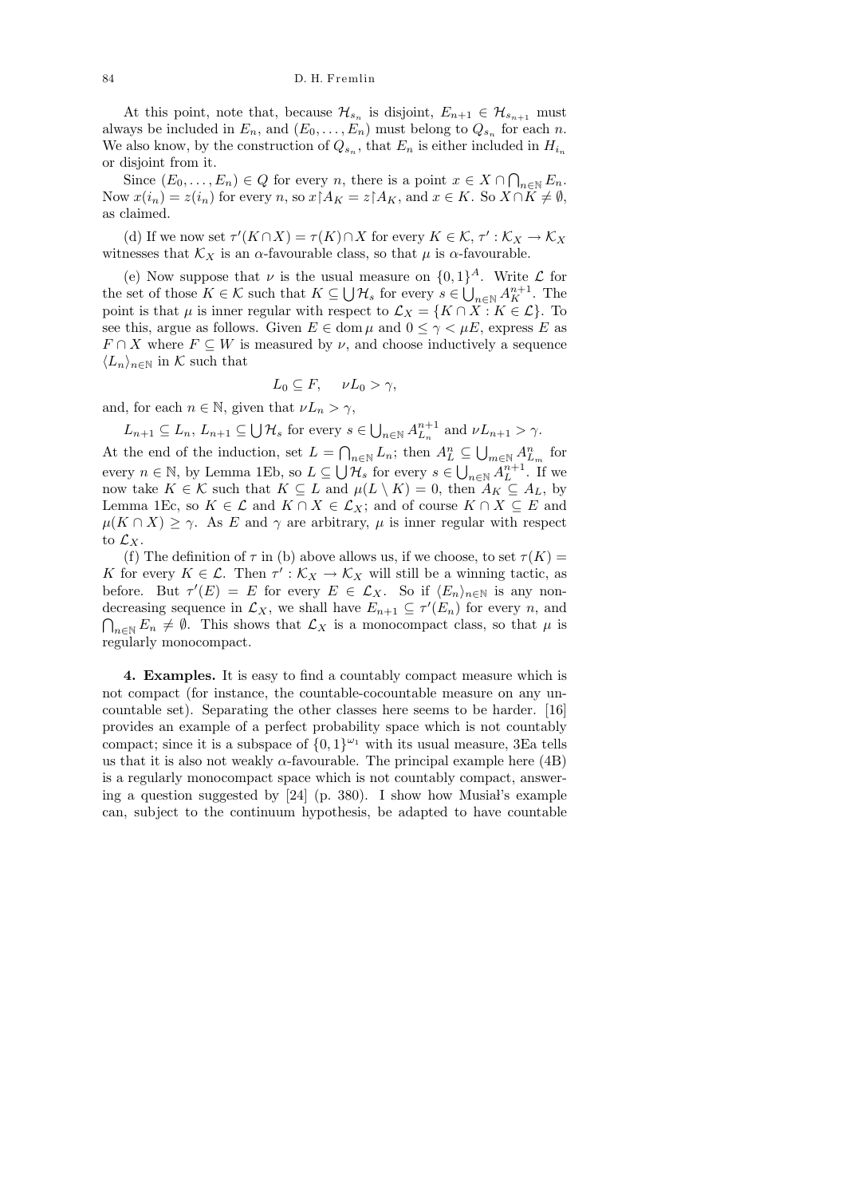At this point, note that, because $\mathcal{H}_{s_n}$ is disjoint, $E_{n+1} \in \mathcal{H}_{s_{n+1}}$ must always be included in $E_n$, and $(E_0, \ldots, E_n)$ must belong to $Q_{s_n}$ for each $n$. We also know, by the construction of $Q_{s_n}$, that $E_n$ is either included in $H_{i_n}$ or disjoint from it.

Since $(E_0, \ldots, E_n) \in Q$ for every $n$, there is a point $x \in X \cap \bigcap_{n\in\mathbb{N}} E_n$. Now $x(i_n) = z(i_n)$ for every $n$, so $x \restriction A_K = z \restriction A_K$, and $x \in K$. So $X \cap K \neq \emptyset$, as claimed.

(d) If we now set $\tau'(K \cap X) = \tau(K) \cap X$ for every $K \in \mathcal{K}$, $\tau' : \mathcal{K}_X \to \mathcal{K}_X$ witnesses that $\mathcal{K}_X$ is an $\alpha$-favourable class, so that $\mu$ is $\alpha$-favourable.

(e) Now suppose that $\nu$ is the usual measure on $\{0,1\}^A$. Write $\mathcal{L}$ for the set of those $K \in \mathcal{K}$ such that $K \subseteq \bigcup \mathcal{H}_s$ for every $s \in \bigcup_{n\in\mathbb{N}} A_K^{n+1}$. The point is that $\mu$ is inner regular with respect to $\mathcal{L}_X = \{K \cap X : K \in \mathcal{L}\}$. To see this, argue as follows. Given $E \in \operatorname{dom}\mu$ and $0 \leq \gamma < \mu E$, express $E$ as $F \cap X$ where $F \subseteq W$ is measured by $\nu$, and choose inductively a sequence $\langle L_n \rangle_{n\in\mathbb{N}}$ in $\mathcal{K}$ such that

$$L_0 \subseteq F, \quad \nu L_0 > \gamma,$$

and, for each $n \in \mathbb{N}$, given that $\nu L_n > \gamma$,

$$L_{n+1} \subseteq L_n,\ L_{n+1} \subseteq \bigcup \mathcal{H}_s \text{ for every } s \in \bigcup_{n\in\mathbb{N}} A_{L_n}^{n+1} \text{ and } \nu L_{n+1} > \gamma.$$

At the end of the induction, set $L = \bigcap_{n\in\mathbb{N}} L_n$; then $A_L^n \subseteq \bigcup_{m\in\mathbb{N}} A_{L_m}^n$ for every $n \in \mathbb{N}$, by Lemma 1Eb, so $L \subseteq \bigcup \mathcal{H}_s$ for every $s \in \bigcup_{n\in\mathbb{N}} A_L^{n+1}$. If we now take $K \in \mathcal{K}$ such that $K \subseteq L$ and $\mu(L \setminus K) = 0$, then $A_K \subseteq A_L$, by Lemma 1Ec, so $K \in \mathcal{L}$ and $K \cap X \in \mathcal{L}_X$; and of course $K \cap X \subseteq E$ and $\mu(K \cap X) \geq \gamma$. As $E$ and $\gamma$ are arbitrary, $\mu$ is inner regular with respect to $\mathcal{L}_X$.

(f) The definition of $\tau$ in (b) above allows us, if we choose, to set $\tau(K) = K$ for every $K \in \mathcal{L}$. Then $\tau' : \mathcal{K}_X \to \mathcal{K}_X$ will still be a winning tactic, as before. But $\tau'(E) = E$ for every $E \in \mathcal{L}_X$. So if $\langle E_n \rangle_{n\in\mathbb{N}}$ is any non-decreasing sequence in $\mathcal{L}_X$, we shall have $E_{n+1} \subseteq \tau'(E_n)$ for every $n$, and $\bigcap_{n\in\mathbb{N}} E_n \neq \emptyset$. This shows that $\mathcal{L}_X$ is a monocompact class, so that $\mu$ is regularly monocompact.

**4. Examples.** It is easy to find a countably compact measure which is not compact (for instance, the countable-cocountable measure on any uncountable set). Separating the other classes here seems to be harder. [16] provides an example of a perfect probability space which is not countably compact; since it is a subspace of $\{0,1\}^{\omega_1}$ with its usual measure, 3Ea tells us that it is also not weakly $\alpha$-favourable. The principal example here (4B) is a regularly monocompact space which is not countably compact, answering a question suggested by [24] (p. 380). I show how Musiał's example can, subject to the continuum hypothesis, be adapted to have countable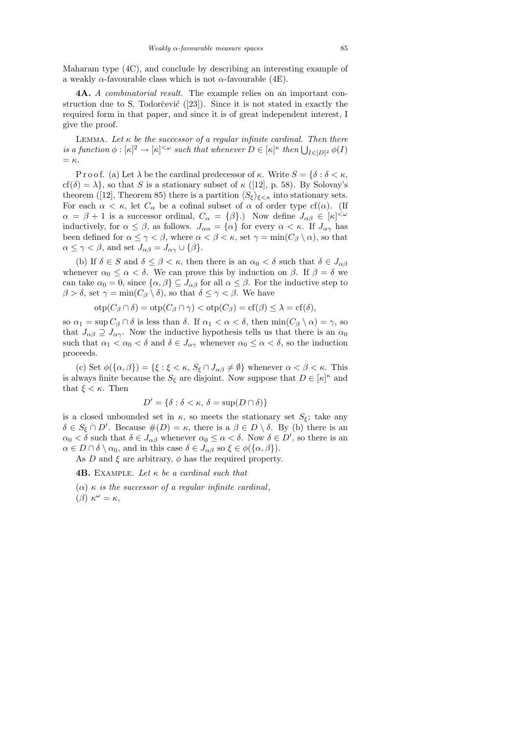Maharam type (4C), and conclude by describing an interesting example of a weakly $\alpha$-favourable class which is not $\alpha$-favourable (4E).

**4A.** *A combinatorial result.* The example relies on an important construction due to S. Todorčević ([23]). Since it is not stated in exactly the required form in that paper, and since it is of great independent interest, I give the proof.

Lemma. *Let $\kappa$ be the successor of a regular infinite cardinal. Then there is a function $\phi : [\kappa]^2 \to [\kappa]^{<\omega}$ such that whenever $D \in [\kappa]^\kappa$ then $\bigcup_{I \in [D]^2} \phi(I) = \kappa$.*

Proof. (a) Let $\lambda$ be the cardinal predecessor of $\kappa$. Write $S = \{\delta : \delta < \kappa, \operatorname{cf}(\delta) = \lambda\}$, so that $S$ is a stationary subset of $\kappa$ ([12], p. 58). By Solovay's theorem ([12], Theorem 85) there is a partition $\langle S_\xi \rangle_{\xi<\kappa}$ into stationary sets. For each $\alpha < \kappa$, let $C_\alpha$ be a cofinal subset of $\alpha$ of order type $\operatorname{cf}(\alpha)$. (If $\alpha = \beta + 1$ is a successor ordinal, $C_\alpha = \{\beta\}$.) Now define $J_{\alpha\beta} \in [\kappa]^{<\omega}$ inductively, for $\alpha \le \beta$, as follows. $J_{\alpha\alpha} = \{\alpha\}$ for every $\alpha < \kappa$. If $J_{\alpha\gamma}$ has been defined for $\alpha \le \gamma < \beta$, where $\alpha < \beta < \kappa$, set $\gamma = \min(C_\beta \setminus \alpha)$, so that $\alpha \le \gamma < \beta$, and set $J_{\alpha\beta} = J_{\alpha\gamma} \cup \{\beta\}$.

(b) If $\delta \in S$ and $\delta \le \beta < \kappa$, then there is an $\alpha_0 < \delta$ such that $\delta \in J_{\alpha\beta}$ whenever $\alpha_0 \le \alpha < \delta$. We can prove this by induction on $\beta$. If $\beta = \delta$ we can take $\alpha_0 = 0$, since $\{\alpha, \beta\} \subseteq J_{\alpha\beta}$ for all $\alpha \le \beta$. For the inductive step to $\beta > \delta$, set $\gamma = \min(C_\beta \setminus \delta)$, so that $\delta \le \gamma < \beta$. We have

$$\operatorname{otp}(C_\beta \cap \delta) = \operatorname{otp}(C_\beta \cap \gamma) < \operatorname{otp}(C_\beta) = \operatorname{cf}(\beta) \le \lambda = \operatorname{cf}(\delta),$$

so $\alpha_1 = \sup C_\beta \cap \delta$ is less than $\delta$. If $\alpha_1 < \alpha < \delta$, then $\min(C_\beta \setminus \alpha) = \gamma$, so that $J_{\alpha\beta} \supseteq J_{\alpha\gamma}$. Now the inductive hypothesis tells us that there is an $\alpha_0$ such that $\alpha_1 < \alpha_0 < \delta$ and $\delta \in J_{\alpha\gamma}$ whenever $\alpha_0 \le \alpha < \delta$, so the induction proceeds.

(c) Set $\phi(\{\alpha, \beta\}) = \{\xi : \xi < \kappa, S_\xi \cap J_{\alpha\beta} \ne \emptyset\}$ whenever $\alpha < \beta < \kappa$. This is always finite because the $S_\xi$ are disjoint. Now suppose that $D \in [\kappa]^\kappa$ and that $\xi < \kappa$. Then

$$D' = \{\delta : \delta < \kappa, \delta = \sup(D \cap \delta)\}$$

is a closed unbounded set in $\kappa$, so meets the stationary set $S_\xi$; take any $\delta \in S_\xi \cap D'$. Because $\#(D) = \kappa$, there is a $\beta \in D \setminus \delta$. By (b) there is an $\alpha_0 < \delta$ such that $\delta \in J_{\alpha\beta}$ whenever $\alpha_0 \le \alpha < \delta$. Now $\delta \in D'$, so there is an $\alpha \in D \cap \delta \setminus \alpha_0$, and in this case $\delta \in J_{\alpha\beta}$ so $\xi \in \phi(\{\alpha, \beta\})$.

As $D$ and $\xi$ are arbitrary, $\phi$ has the required property.

**4B.** Example. *Let $\kappa$ be a cardinal such that*

($\alpha$) *$\kappa$ is the successor of a regular infinite cardinal*,

($\beta$) *$\kappa^\omega = \kappa$*,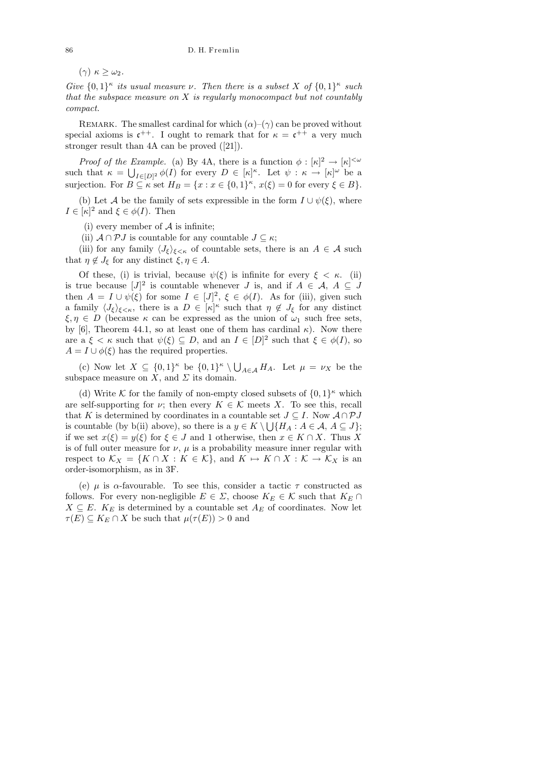($\gamma$) $\kappa \geq \omega_2$.

*Give $\{0,1\}^\kappa$ its usual measure $\nu$. Then there is a subset $X$ of $\{0,1\}^\kappa$ such that the subspace measure on $X$ is regularly monocompact but not countably compact.*

Remark. The smallest cardinal for which ($\alpha$)–($\gamma$) can be proved without special axioms is $\mathfrak{c}^{++}$. I ought to remark that for $\kappa = \mathfrak{c}^{++}$ a very much stronger result than 4A can be proved ([21]).

*Proof of the Example.* (a) By 4A, there is a function $\phi : [\kappa]^2 \to [\kappa]^{<\omega}$ such that $\kappa = \bigcup_{I \in [D]^2} \phi(I)$ for every $D \in [\kappa]^\kappa$. Let $\psi : \kappa \to [\kappa]^\omega$ be a surjection. For $B \subseteq \kappa$ set $H_B = \{x : x \in \{0,1\}^\kappa,\ x(\xi) = 0 \text{ for every } \xi \in B\}$.

(b) Let $\mathcal{A}$ be the family of sets expressible in the form $I \cup \psi(\xi)$, where $I \in [\kappa]^2$ and $\xi \in \phi(I)$. Then

(i) every member of $\mathcal{A}$ is infinite;

(ii) $\mathcal{A} \cap \mathcal{P}J$ is countable for any countable $J \subseteq \kappa$;

(iii) for any family $\langle J_\xi \rangle_{\xi<\kappa}$ of countable sets, there is an $A \in \mathcal{A}$ such that $\eta \notin J_\xi$ for any distinct $\xi, \eta \in A$.

Of these, (i) is trivial, because $\psi(\xi)$ is infinite for every $\xi < \kappa$. (ii) is true because $[J]^2$ is countable whenever $J$ is, and if $A \in \mathcal{A}$, $A \subseteq J$ then $A = I \cup \psi(\xi)$ for some $I \in [J]^2$, $\xi \in \phi(I)$. As for (iii), given such a family $\langle J_\xi \rangle_{\xi<\kappa}$, there is a $D \in [\kappa]^\kappa$ such that $\eta \notin J_\xi$ for any distinct $\xi, \eta \in D$ (because $\kappa$ can be expressed as the union of $\omega_1$ such free sets, by [6], Theorem 44.1, so at least one of them has cardinal $\kappa$). Now there are a $\xi < \kappa$ such that $\psi(\xi) \subseteq D$, and an $I \in [D]^2$ such that $\xi \in \phi(I)$, so $A = I \cup \phi(\xi)$ has the required properties.

(c) Now let $X \subseteq \{0,1\}^\kappa$ be $\{0,1\}^\kappa \setminus \bigcup_{A \in \mathcal{A}} H_A$. Let $\mu = \nu_X$ be the subspace measure on $X$, and $\Sigma$ its domain.

(d) Write $\mathcal{K}$ for the family of non-empty closed subsets of $\{0,1\}^\kappa$ which are self-supporting for $\nu$; then every $K \in \mathcal{K}$ meets $X$. To see this, recall that $K$ is determined by coordinates in a countable set $J \subseteq I$. Now $\mathcal{A} \cap \mathcal{P}J$ is countable (by b(ii) above), so there is a $y \in K \setminus \bigcup\{H_A : A \in \mathcal{A},\ A \subseteq J\}$; if we set $x(\xi) = y(\xi)$ for $\xi \in J$ and 1 otherwise, then $x \in K \cap X$. Thus $X$ is of full outer measure for $\nu$, $\mu$ is a probability measure inner regular with respect to $\mathcal{K}_X = \{K \cap X : K \in \mathcal{K}\}$, and $K \mapsto K \cap X : \mathcal{K} \to \mathcal{K}_X$ is an order-isomorphism, as in 3F.

(e) $\mu$ is $\alpha$-favourable. To see this, consider a tactic $\tau$ constructed as follows. For every non-negligible $E \in \Sigma$, choose $K_E \in \mathcal{K}$ such that $K_E \cap X \subseteq E$. $K_E$ is determined by a countable set $A_E$ of coordinates. Now let $\tau(E) \subseteq K_E \cap X$ be such that $\mu(\tau(E)) > 0$ and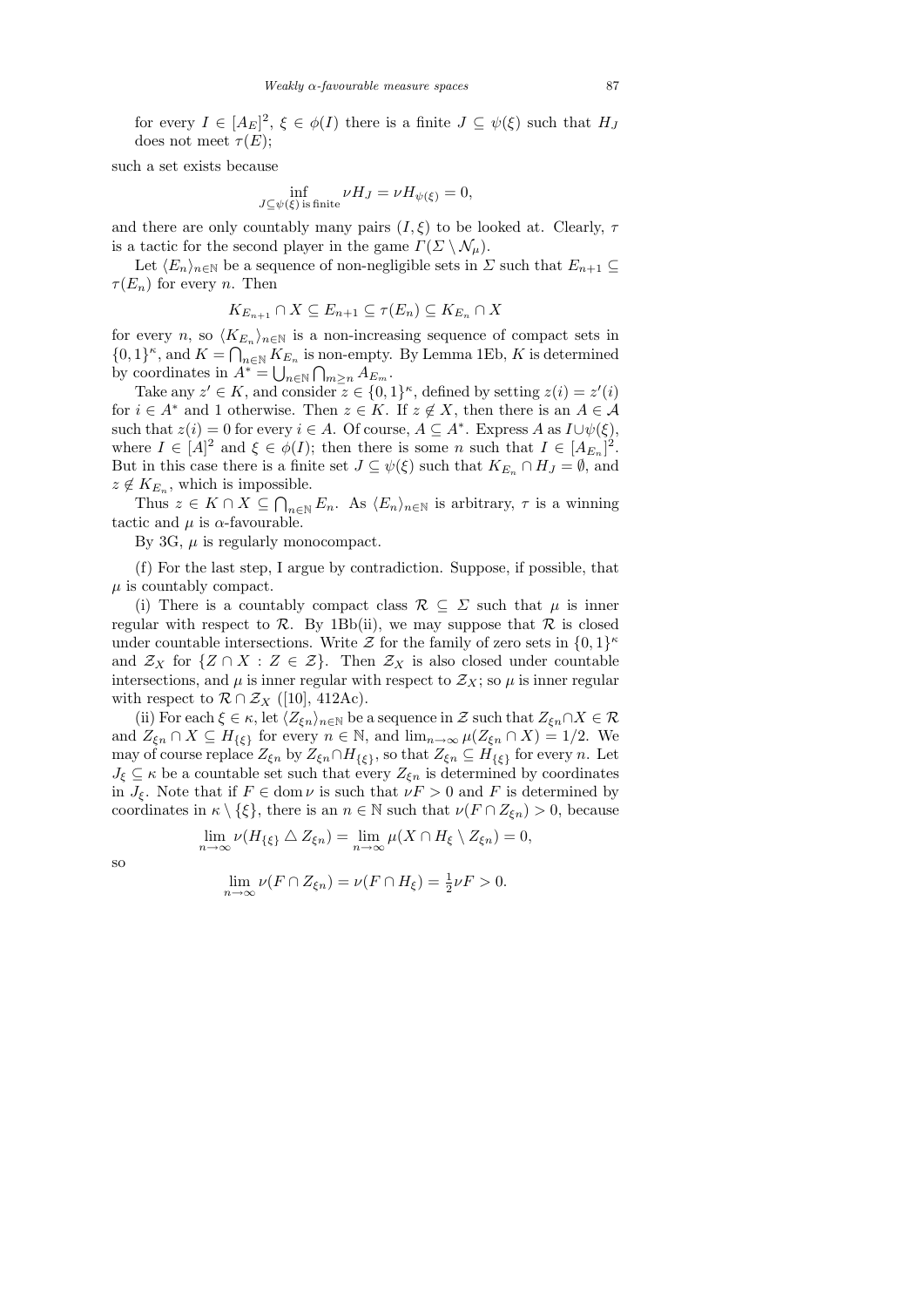for every $I \in [A_E]^2$, $\xi \in \phi(I)$ there is a finite $J \subseteq \psi(\xi)$ such that $H_J$ does not meet $\tau(E)$;

such a set exists because

$$\inf_{J \subseteq \psi(\xi) \text{ is finite}} \nu H_J = \nu H_{\psi(\xi)} = 0,$$

and there are only countably many pairs $(I, \xi)$ to be looked at. Clearly, $\tau$ is a tactic for the second player in the game $\Gamma(\Sigma \setminus \mathcal{N}_\mu)$.

Let $\langle E_n \rangle_{n\in\mathbb{N}}$ be a sequence of non-negligible sets in $\Sigma$ such that $E_{n+1} \subseteq \tau(E_n)$ for every $n$. Then

$$K_{E_{n+1}} \cap X \subseteq E_{n+1} \subseteq \tau(E_n) \subseteq K_{E_n} \cap X$$

for every $n$, so $\langle K_{E_n} \rangle_{n\in\mathbb{N}}$ is a non-increasing sequence of compact sets in $\{0,1\}^\kappa$, and $K = \bigcap_{n\in\mathbb{N}} K_{E_n}$ is non-empty. By Lemma 1Eb, $K$ is determined by coordinates in $A^* = \bigcup_{n\in\mathbb{N}} \bigcap_{m\ge n} A_{E_m}$.

Take any $z' \in K$, and consider $z \in \{0,1\}^\kappa$, defined by setting $z(i) = z'(i)$ for $i \in A^*$ and 1 otherwise. Then $z \in K$. If $z \notin X$, then there is an $A \in \mathcal{A}$ such that $z(i) = 0$ for every $i \in A$. Of course, $A \subseteq A^*$. Express $A$ as $I \cup \psi(\xi)$, where $I \in [A]^2$ and $\xi \in \phi(I)$; then there is some $n$ such that $I \in [A_{E_n}]^2$. But in this case there is a finite set $J \subseteq \psi(\xi)$ such that $K_{E_n} \cap H_J = \emptyset$, and $z \notin K_{E_n}$, which is impossible.

Thus $z \in K \cap X \subseteq \bigcap_{n\in\mathbb{N}} E_n$. As $\langle E_n \rangle_{n\in\mathbb{N}}$ is arbitrary, $\tau$ is a winning tactic and $\mu$ is $\alpha$-favourable.

By 3G, $\mu$ is regularly monocompact.

(f) For the last step, I argue by contradiction. Suppose, if possible, that $\mu$ is countably compact.

(i) There is a countably compact class $\mathcal{R} \subseteq \Sigma$ such that $\mu$ is inner regular with respect to $\mathcal{R}$. By 1Bb(ii), we may suppose that $\mathcal{R}$ is closed under countable intersections. Write $\mathcal{Z}$ for the family of zero sets in $\{0,1\}^\kappa$ and $\mathcal{Z}_X$ for $\{Z \cap X : Z \in \mathcal{Z}\}$. Then $\mathcal{Z}_X$ is also closed under countable intersections, and $\mu$ is inner regular with respect to $\mathcal{Z}_X$; so $\mu$ is inner regular with respect to $\mathcal{R} \cap \mathcal{Z}_X$ ([10], 412Ac).

(ii) For each $\xi \in \kappa$, let $\langle Z_{\xi n} \rangle_{n\in\mathbb{N}}$ be a sequence in $\mathcal{Z}$ such that $Z_{\xi n} \cap X \in \mathcal{R}$ and $Z_{\xi n} \cap X \subseteq H_{\{\xi\}}$ for every $n \in \mathbb{N}$, and $\lim_{n\to\infty} \mu(Z_{\xi n} \cap X) = 1/2$. We may of course replace $Z_{\xi n}$ by $Z_{\xi n} \cap H_{\{\xi\}}$, so that $Z_{\xi n} \subseteq H_{\{\xi\}}$ for every $n$. Let $J_\xi \subseteq \kappa$ be a countable set such that every $Z_{\xi n}$ is determined by coordinates in $J_\xi$. Note that if $F \in \operatorname{dom} \nu$ is such that $\nu F > 0$ and $F$ is determined by coordinates in $\kappa \setminus \{\xi\}$, there is an $n \in \mathbb{N}$ such that $\nu(F \cap Z_{\xi n}) > 0$, because

$$\lim_{n\to\infty} \nu(H_{\{\xi\}} \triangle Z_{\xi n}) = \lim_{n\to\infty} \mu(X \cap H_\xi \setminus Z_{\xi n}) = 0,$$

so

$$\lim_{n\to\infty} \nu(F \cap Z_{\xi n}) = \nu(F \cap H_\xi) = \tfrac{1}{2}\nu F > 0.$$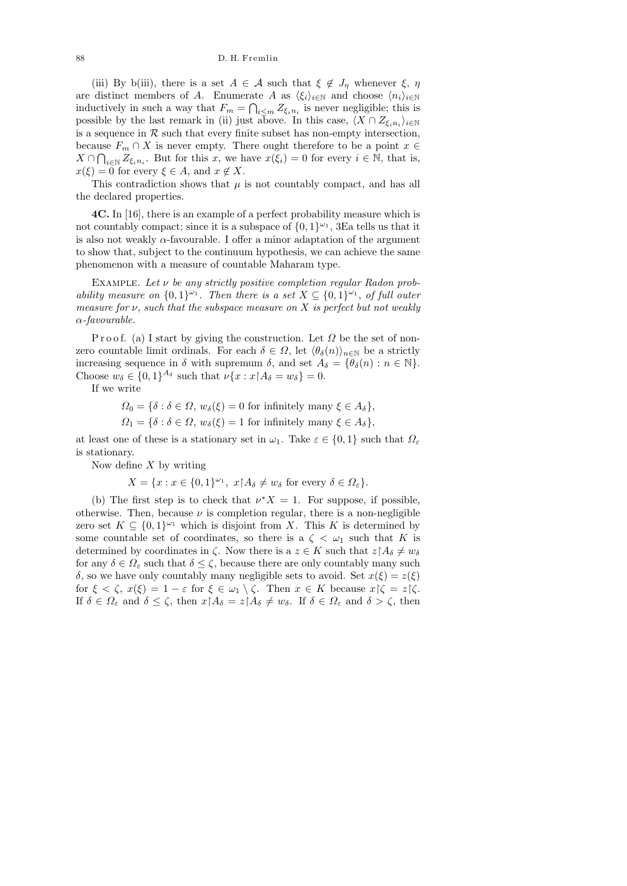(iii) By b(iii), there is a set $A \in \mathcal{A}$ such that $\xi \notin J_\eta$ whenever $\xi$, $\eta$ are distinct members of $A$. Enumerate $A$ as $\langle \xi_i \rangle_{i \in \mathbb{N}}$ and choose $\langle n_i \rangle_{i \in \mathbb{N}}$ inductively in such a way that $F_m = \bigcap_{i \le m} Z_{\xi_i n_i}$ is never negligible; this is possible by the last remark in (ii) just above. In this case, $\langle X \cap Z_{\xi_i n_i} \rangle_{i \in \mathbb{N}}$ is a sequence in $\mathcal{R}$ such that every finite subset has non-empty intersection, because $F_m \cap X$ is never empty. There ought therefore to be a point $x \in X \cap \bigcap_{i \in \mathbb{N}} Z_{\xi_i n_i}$. But for this $x$, we have $x(\xi_i) = 0$ for every $i \in \mathbb{N}$, that is, $x(\xi) = 0$ for every $\xi \in A$, and $x \notin X$.

This contradiction shows that $\mu$ is not countably compact, and has all the declared properties.

**4C.** In [16], there is an example of a perfect probability measure which is not countably compact; since it is a subspace of $\{0,1\}^{\omega_1}$, 3Ea tells us that it is also not weakly $\alpha$-favourable. I offer a minor adaptation of the argument to show that, subject to the continuum hypothesis, we can achieve the same phenomenon with a measure of countable Maharam type.

Example. *Let $\nu$ be any strictly positive completion regular Radon probability measure on $\{0,1\}^{\omega_1}$. Then there is a set $X \subseteq \{0,1\}^{\omega_1}$, of full outer measure for $\nu$, such that the subspace measure on $X$ is perfect but not weakly $\alpha$-favourable.*

Proof. (a) I start by giving the construction. Let $\Omega$ be the set of non-zero countable limit ordinals. For each $\delta \in \Omega$, let $\langle \theta_\delta(n) \rangle_{n \in \mathbb{N}}$ be a strictly increasing sequence in $\delta$ with supremum $\delta$, and set $A_\delta = \{\theta_\delta(n) : n \in \mathbb{N}\}$. Choose $w_\delta \in \{0,1\}^{A_\delta}$ such that $\nu\{x : x \restriction A_\delta = w_\delta\} = 0$.

If we write

$$\Omega_0 = \{\delta : \delta \in \Omega,\ w_\delta(\xi) = 0 \text{ for infinitely many } \xi \in A_\delta\},$$

$$\Omega_1 = \{\delta : \delta \in \Omega,\ w_\delta(\xi) = 1 \text{ for infinitely many } \xi \in A_\delta\},$$

at least one of these is a stationary set in $\omega_1$. Take $\varepsilon \in \{0,1\}$ such that $\Omega_\varepsilon$ is stationary.

Now define $X$ by writing

$$X = \{x : x \in \{0,1\}^{\omega_1},\ x \restriction A_\delta \neq w_\delta \text{ for every } \delta \in \Omega_\varepsilon\}.$$

(b) The first step is to check that $\nu^* X = 1$. For suppose, if possible, otherwise. Then, because $\nu$ is completion regular, there is a non-negligible zero set $K \subseteq \{0,1\}^{\omega_1}$ which is disjoint from $X$. This $K$ is determined by some countable set of coordinates, so there is a $\zeta < \omega_1$ such that $K$ is determined by coordinates in $\zeta$. Now there is a $z \in K$ such that $z \restriction A_\delta \neq w_\delta$ for any $\delta \in \Omega_\varepsilon$ such that $\delta \le \zeta$, because there are only countably many such $\delta$, so we have only countably many negligible sets to avoid. Set $x(\xi) = z(\xi)$ for $\xi < \zeta$, $x(\xi) = 1 - \varepsilon$ for $\xi \in \omega_1 \setminus \zeta$. Then $x \in K$ because $x \restriction \zeta = z \restriction \zeta$. If $\delta \in \Omega_\varepsilon$ and $\delta \le \zeta$, then $x \restriction A_\delta = z \restriction A_\delta \neq w_\delta$. If $\delta \in \Omega_\varepsilon$ and $\delta > \zeta$, then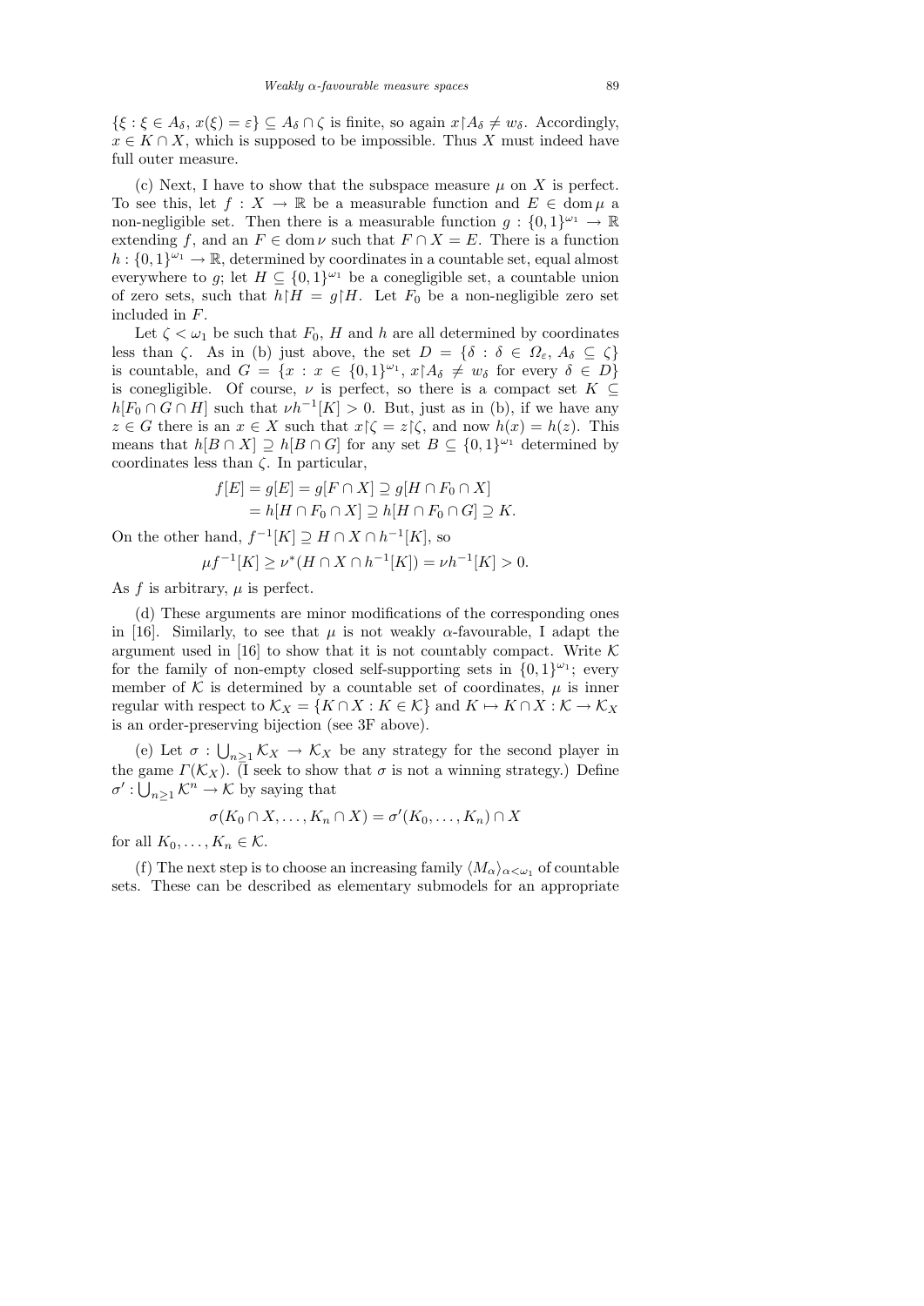$\{\xi : \xi \in A_\delta,\ x(\xi) = \varepsilon\} \subseteq A_\delta \cap \zeta$ is finite, so again $x{\restriction}A_\delta \neq w_\delta$. Accordingly, $x \in K \cap X$, which is supposed to be impossible. Thus $X$ must indeed have full outer measure.

(c) Next, I have to show that the subspace measure $\mu$ on $X$ is perfect. To see this, let $f : X \to \mathbb{R}$ be a measurable function and $E \in \operatorname{dom}\mu$ a non-negligible set. Then there is a measurable function $g : \{0,1\}^{\omega_1} \to \mathbb{R}$ extending $f$, and an $F \in \operatorname{dom}\nu$ such that $F \cap X = E$. There is a function $h : \{0,1\}^{\omega_1} \to \mathbb{R}$, determined by coordinates in a countable set, equal almost everywhere to $g$; let $H \subseteq \{0,1\}^{\omega_1}$ be a conegligible set, a countable union of zero sets, such that $h{\restriction}H = g{\restriction}H$. Let $F_0$ be a non-negligible zero set included in $F$.

Let $\zeta < \omega_1$ be such that $F_0$, $H$ and $h$ are all determined by coordinates less than $\zeta$. As in (b) just above, the set $D = \{\delta : \delta \in \Omega_\varepsilon,\ A_\delta \subseteq \zeta\}$ is countable, and $G = \{x : x \in \{0,1\}^{\omega_1},\ x{\restriction}A_\delta \neq w_\delta \text{ for every } \delta \in D\}$ is conegligible. Of course, $\nu$ is perfect, so there is a compact set $K \subseteq h[F_0 \cap G \cap H]$ such that $\nu h^{-1}[K] > 0$. But, just as in (b), if we have any $z \in G$ there is an $x \in X$ such that $x{\restriction}\zeta = z{\restriction}\zeta$, and now $h(x) = h(z)$. This means that $h[B \cap X] \supseteq h[B \cap G]$ for any set $B \subseteq \{0,1\}^{\omega_1}$ determined by coordinates less than $\zeta$. In particular,

$$\begin{aligned} f[E] = g[E] &= g[F \cap X] \supseteq g[H \cap F_0 \cap X] \\ &= h[H \cap F_0 \cap X] \supseteq h[H \cap F_0 \cap G] \supseteq K. \end{aligned}$$

On the other hand, $f^{-1}[K] \supseteq H \cap X \cap h^{-1}[K]$, so

$$\mu f^{-1}[K] \geq \nu^*(H \cap X \cap h^{-1}[K]) = \nu h^{-1}[K] > 0.$$

As $f$ is arbitrary, $\mu$ is perfect.

(d) These arguments are minor modifications of the corresponding ones in [16]. Similarly, to see that $\mu$ is not weakly $\alpha$-favourable, I adapt the argument used in [16] to show that it is not countably compact. Write $\mathcal{K}$ for the family of non-empty closed self-supporting sets in $\{0,1\}^{\omega_1}$; every member of $\mathcal{K}$ is determined by a countable set of coordinates, $\mu$ is inner regular with respect to $\mathcal{K}_X = \{K \cap X : K \in \mathcal{K}\}$ and $K \mapsto K \cap X : \mathcal{K} \to \mathcal{K}_X$ is an order-preserving bijection (see 3F above).

(e) Let $\sigma : \bigcup_{n\geq 1} \mathcal{K}_X \to \mathcal{K}_X$ be any strategy for the second player in the game $\Gamma(\mathcal{K}_X)$. (I seek to show that $\sigma$ is not a winning strategy.) Define $\sigma' : \bigcup_{n\geq 1} \mathcal{K}^n \to \mathcal{K}$ by saying that

$$\sigma(K_0 \cap X, \ldots, K_n \cap X) = \sigma'(K_0, \ldots, K_n) \cap X$$

for all $K_0, \ldots, K_n \in \mathcal{K}$.

(f) The next step is to choose an increasing family $\langle M_\alpha \rangle_{\alpha<\omega_1}$ of countable sets. These can be described as elementary submodels for an appropriate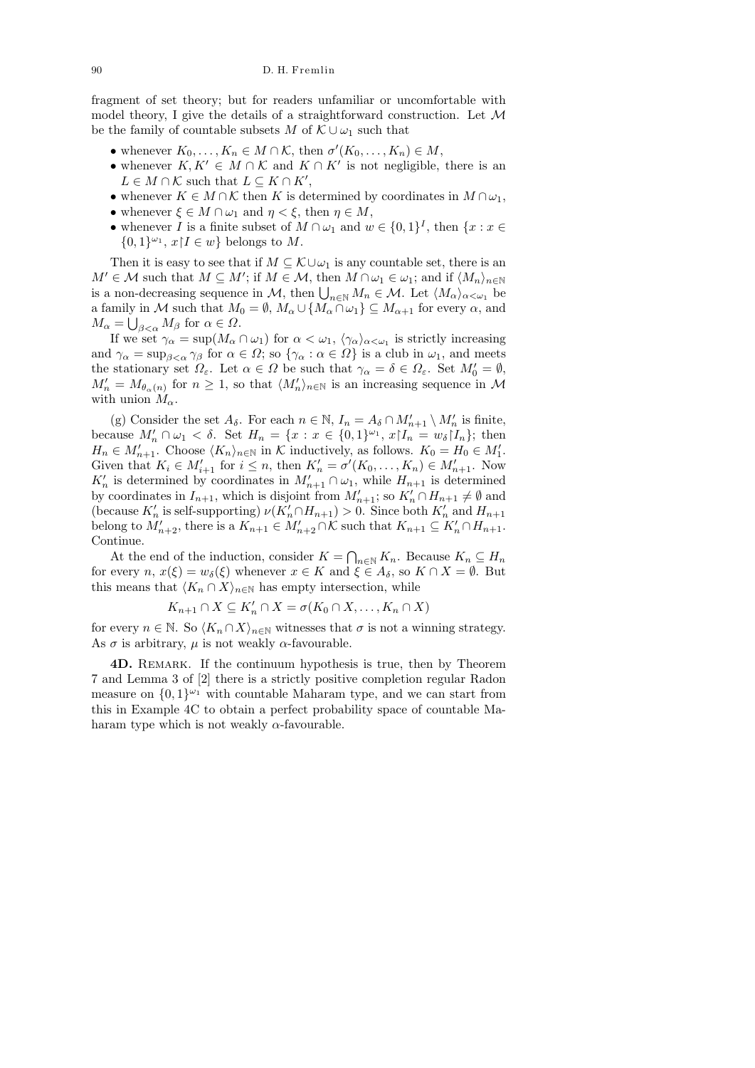fragment of set theory; but for readers unfamiliar or uncomfortable with model theory, I give the details of a straightforward construction. Let $\mathcal{M}$ be the family of countable subsets $M$ of $\mathcal{K} \cup \omega_1$ such that

- whenever $K_0, \ldots, K_n \in M \cap \mathcal{K}$, then $\sigma'(K_0, \ldots, K_n) \in M$,
- whenever $K, K' \in M \cap \mathcal{K}$ and $K \cap K'$ is not negligible, there is an $L \in M \cap \mathcal{K}$ such that $L \subseteq K \cap K'$,
- whenever $K \in M \cap \mathcal{K}$ then $K$ is determined by coordinates in $M \cap \omega_1$,
- whenever $\xi \in M \cap \omega_1$ and $\eta < \xi$, then $\eta \in M$,
- whenever $I$ is a finite subset of $M \cap \omega_1$ and $w \in \{0,1\}^I$, then $\{x : x \in \{0,1\}^{\omega_1},\ x\restriction I \in w\}$ belongs to $M$.

Then it is easy to see that if $M \subseteq \mathcal{K} \cup \omega_1$ is any countable set, there is an $M' \in \mathcal{M}$ such that $M \subseteq M'$; if $M \in \mathcal{M}$, then $M \cap \omega_1 \in \omega_1$; and if $\langle M_n \rangle_{n\in\mathbb{N}}$ is a non-decreasing sequence in $\mathcal{M}$, then $\bigcup_{n\in\mathbb{N}} M_n \in \mathcal{M}$. Let $\langle M_\alpha \rangle_{\alpha<\omega_1}$ be a family in $\mathcal{M}$ such that $M_0 = \emptyset$, $M_\alpha \cup \{M_\alpha \cap \omega_1\} \subseteq M_{\alpha+1}$ for every $\alpha$, and $M_\alpha = \bigcup_{\beta<\alpha} M_\beta$ for $\alpha \in \Omega$.

If we set $\gamma_\alpha = \sup(M_\alpha \cap \omega_1)$ for $\alpha < \omega_1$, $\langle \gamma_\alpha \rangle_{\alpha<\omega_1}$ is strictly increasing and $\gamma_\alpha = \sup_{\beta<\alpha} \gamma_\beta$ for $\alpha \in \Omega$; so $\{\gamma_\alpha : \alpha \in \Omega\}$ is a club in $\omega_1$, and meets the stationary set $\Omega_\varepsilon$. Let $\alpha \in \Omega$ be such that $\gamma_\alpha = \delta \in \Omega_\varepsilon$. Set $M'_0 = \emptyset$, $M'_n = M_{\theta_\alpha(n)}$ for $n \geq 1$, so that $\langle M'_n \rangle_{n\in\mathbb{N}}$ is an increasing sequence in $\mathcal{M}$ with union $M_\alpha$.

(g) Consider the set $A_\delta$. For each $n \in \mathbb{N}$, $I_n = A_\delta \cap M'_{n+1} \setminus M'_n$ is finite, because $M'_n \cap \omega_1 < \delta$. Set $H_n = \{x : x \in \{0,1\}^{\omega_1},\ x\restriction I_n = w_\delta\restriction I_n\}$; then $H_n \in M'_{n+1}$. Choose $\langle K_n \rangle_{n\in\mathbb{N}}$ in $\mathcal{K}$ inductively, as follows. $K_0 = H_0 \in M'_1$. Given that $K_i \in M'_{i+1}$ for $i \leq n$, then $K'_n = \sigma'(K_0, \ldots, K_n) \in M'_{n+1}$. Now $K'_n$ is determined by coordinates in $M'_{n+1} \cap \omega_1$, while $H_{n+1}$ is determined by coordinates in $I_{n+1}$, which is disjoint from $M'_{n+1}$; so $K'_n \cap H_{n+1} \neq \emptyset$ and (because $K'_n$ is self-supporting) $\nu(K'_n \cap H_{n+1}) > 0$. Since both $K'_n$ and $H_{n+1}$ belong to $M'_{n+2}$, there is a $K_{n+1} \in M'_{n+2} \cap \mathcal{K}$ such that $K_{n+1} \subseteq K'_n \cap H_{n+1}$. Continue.

At the end of the induction, consider $K = \bigcap_{n\in\mathbb{N}} K_n$. Because $K_n \subseteq H_n$ for every $n$, $x(\xi) = w_\delta(\xi)$ whenever $x \in K$ and $\xi \in A_\delta$, so $K \cap X = \emptyset$. But this means that $\langle K_n \cap X \rangle_{n\in\mathbb{N}}$ has empty intersection, while

$$K_{n+1} \cap X \subseteq K'_n \cap X = \sigma(K_0 \cap X, \ldots, K_n \cap X)$$

for every $n \in \mathbb{N}$. So $\langle K_n \cap X \rangle_{n\in\mathbb{N}}$ witnesses that $\sigma$ is not a winning strategy. As $\sigma$ is arbitrary, $\mu$ is not weakly $\alpha$-favourable.

**4D.** Remark. If the continuum hypothesis is true, then by Theorem 7 and Lemma 3 of [2] there is a strictly positive completion regular Radon measure on $\{0,1\}^{\omega_1}$ with countable Maharam type, and we can start from this in Example 4C to obtain a perfect probability space of countable Maharam type which is not weakly $\alpha$-favourable.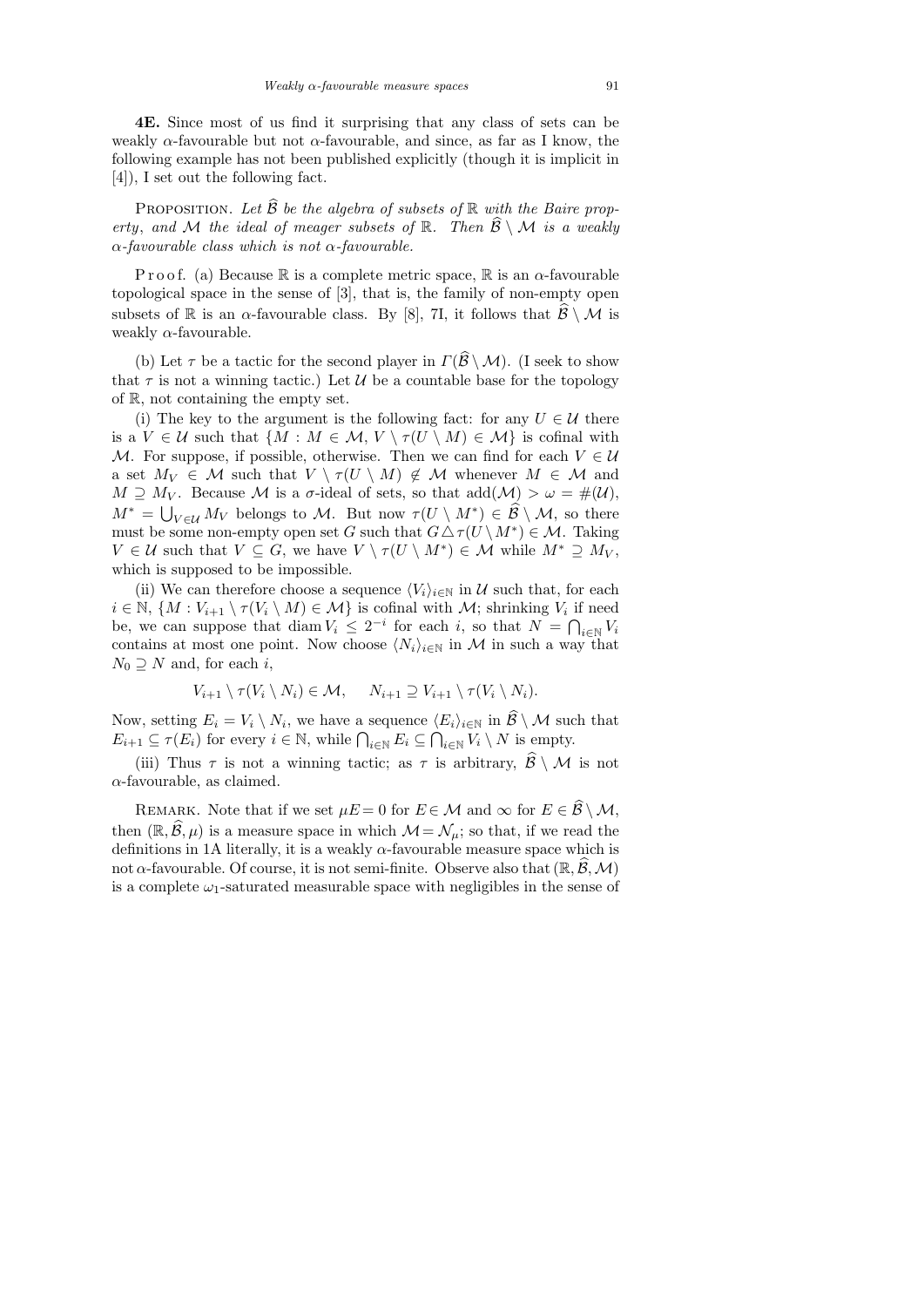**4E.** Since most of us find it surprising that any class of sets can be weakly $\alpha$-favourable but not $\alpha$-favourable, and since, as far as I know, the following example has not been published explicitly (though it is implicit in [4]), I set out the following fact.

PROPOSITION. *Let $\widehat{\mathcal{B}}$ be the algebra of subsets of $\mathbb{R}$ with the Baire property, and $\mathcal{M}$ the ideal of meager subsets of $\mathbb{R}$. Then $\widehat{\mathcal{B}} \setminus \mathcal{M}$ is a weakly $\alpha$-favourable class which is not $\alpha$-favourable.*

Proof. (a) Because $\mathbb{R}$ is a complete metric space, $\mathbb{R}$ is an $\alpha$-favourable topological space in the sense of [3], that is, the family of non-empty open subsets of $\mathbb{R}$ is an $\alpha$-favourable class. By [8], 7I, it follows that $\widehat{\mathcal{B}} \setminus \mathcal{M}$ is weakly $\alpha$-favourable.

(b) Let $\tau$ be a tactic for the second player in $\Gamma(\widehat{\mathcal{B}} \setminus \mathcal{M})$. (I seek to show that $\tau$ is not a winning tactic.) Let $\mathcal{U}$ be a countable base for the topology of $\mathbb{R}$, not containing the empty set.

(i) The key to the argument is the following fact: for any $U \in \mathcal{U}$ there is a $V \in \mathcal{U}$ such that $\{M : M \in \mathcal{M},\ V \setminus \tau(U \setminus M) \in \mathcal{M}\}$ is cofinal with $\mathcal{M}$. For suppose, if possible, otherwise. Then we can find for each $V \in \mathcal{U}$ a set $M_V \in \mathcal{M}$ such that $V \setminus \tau(U \setminus M) \notin \mathcal{M}$ whenever $M \in \mathcal{M}$ and $M \supseteq M_V$. Because $\mathcal{M}$ is a $\sigma$-ideal of sets, so that $\operatorname{add}(\mathcal{M}) > \omega = \#(\mathcal{U})$, $M^* = \bigcup_{V \in \mathcal{U}} M_V$ belongs to $\mathcal{M}$. But now $\tau(U \setminus M^*) \in \widehat{\mathcal{B}} \setminus \mathcal{M}$, so there must be some non-empty open set $G$ such that $G \triangle \tau(U \setminus M^*) \in \mathcal{M}$. Taking $V \in \mathcal{U}$ such that $V \subseteq G$, we have $V \setminus \tau(U \setminus M^*) \in \mathcal{M}$ while $M^* \supseteq M_V$, which is supposed to be impossible.

(ii) We can therefore choose a sequence $\langle V_i \rangle_{i \in \mathbb{N}}$ in $\mathcal{U}$ such that, for each $i \in \mathbb{N}$, $\{M : V_{i+1} \setminus \tau(V_i \setminus M) \in \mathcal{M}\}$ is cofinal with $\mathcal{M}$; shrinking $V_i$ if need be, we can suppose that $\operatorname{diam} V_i \le 2^{-i}$ for each $i$, so that $N = \bigcap_{i \in \mathbb{N}} V_i$ contains at most one point. Now choose $\langle N_i \rangle_{i \in \mathbb{N}}$ in $\mathcal{M}$ in such a way that $N_0 \supseteq N$ and, for each $i$,

$$V_{i+1} \setminus \tau(V_i \setminus N_i) \in \mathcal{M}, \qquad N_{i+1} \supseteq V_{i+1} \setminus \tau(V_i \setminus N_i).$$

Now, setting $E_i = V_i \setminus N_i$, we have a sequence $\langle E_i \rangle_{i \in \mathbb{N}}$ in $\widehat{\mathcal{B}} \setminus \mathcal{M}$ such that $E_{i+1} \subseteq \tau(E_i)$ for every $i \in \mathbb{N}$, while $\bigcap_{i \in \mathbb{N}} E_i \subseteq \bigcap_{i \in \mathbb{N}} V_i \setminus N$ is empty.

(iii) Thus $\tau$ is not a winning tactic; as $\tau$ is arbitrary, $\widehat{\mathcal{B}} \setminus \mathcal{M}$ is not $\alpha$-favourable, as claimed.

REMARK. Note that if we set $\mu E = 0$ for $E \in \mathcal{M}$ and $\infty$ for $E \in \widehat{\mathcal{B}} \setminus \mathcal{M}$, then $(\mathbb{R}, \widehat{\mathcal{B}}, \mu)$ is a measure space in which $\mathcal{M} = \mathcal{N}_\mu$; so that, if we read the definitions in 1A literally, it is a weakly $\alpha$-favourable measure space which is not $\alpha$-favourable. Of course, it is not semi-finite. Observe also that $(\mathbb{R}, \widehat{\mathcal{B}}, \mathcal{M})$ is a complete $\omega_1$-saturated measurable space with negligibles in the sense of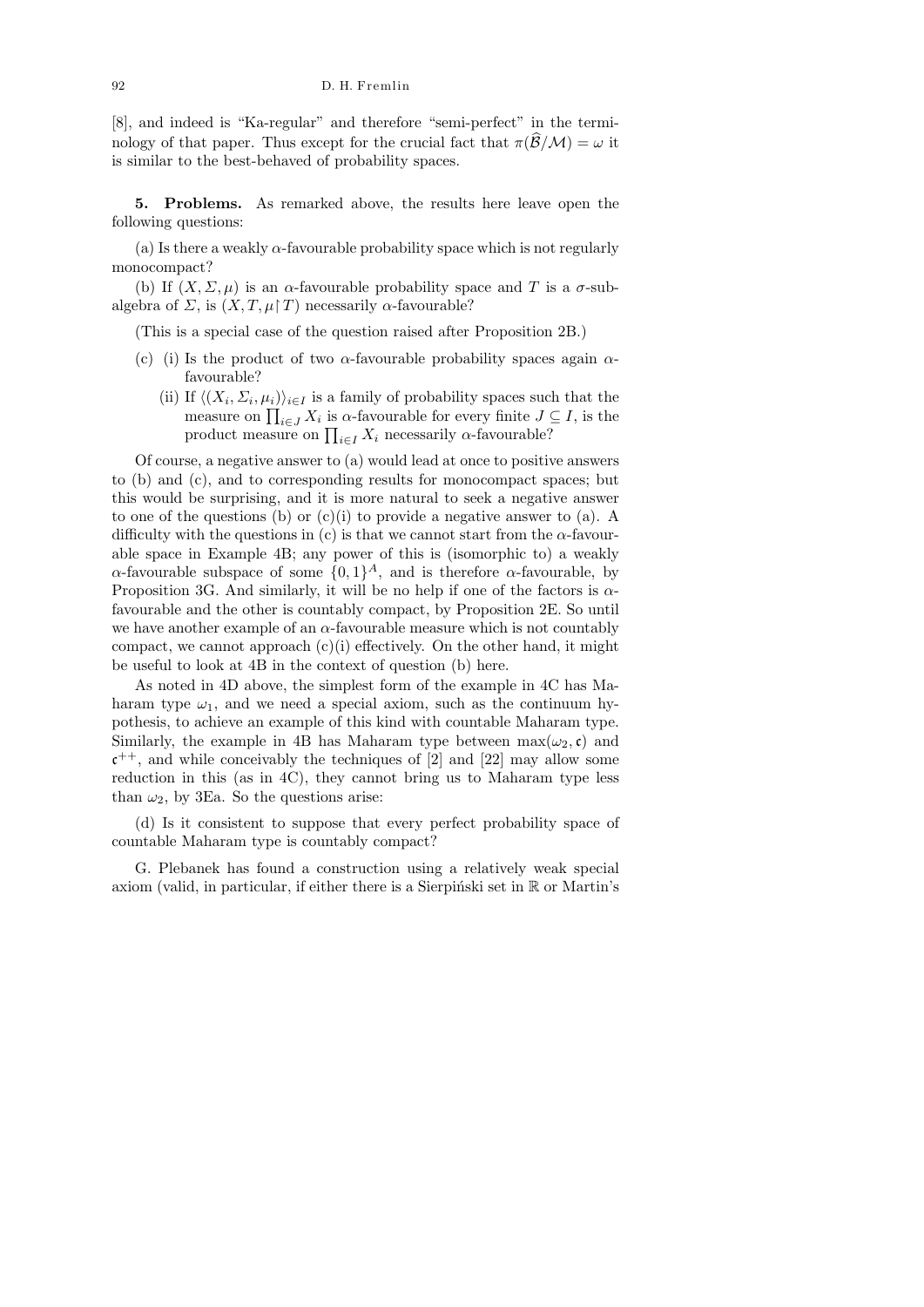[8], and indeed is "Ka-regular" and therefore "semi-perfect" in the terminology of that paper. Thus except for the crucial fact that $\pi(\widehat{\mathcal{B}}/\mathcal{M}) = \omega$ it is similar to the best-behaved of probability spaces.

**5. Problems.** As remarked above, the results here leave open the following questions:

(a) Is there a weakly $\alpha$-favourable probability space which is not regularly monocompact?

(b) If $(X, \Sigma, \mu)$ is an $\alpha$-favourable probability space and $T$ is a $\sigma$-subalgebra of $\Sigma$, is $(X, T, \mu\restriction T)$ necessarily $\alpha$-favourable?

(This is a special case of the question raised after Proposition 2B.)

(c) (i) Is the product of two $\alpha$-favourable probability spaces again $\alpha$-favourable?

(ii) If $\langle (X_i, \Sigma_i, \mu_i)\rangle_{i\in I}$ is a family of probability spaces such that the measure on $\prod_{i\in J} X_i$ is $\alpha$-favourable for every finite $J \subseteq I$, is the product measure on $\prod_{i\in I} X_i$ necessarily $\alpha$-favourable?

Of course, a negative answer to (a) would lead at once to positive answers to (b) and (c), and to corresponding results for monocompact spaces; but this would be surprising, and it is more natural to seek a negative answer to one of the questions (b) or (c)(i) to provide a negative answer to (a). A difficulty with the questions in (c) is that we cannot start from the $\alpha$-favourable space in Example 4B; any power of this is (isomorphic to) a weakly $\alpha$-favourable subspace of some $\{0,1\}^A$, and is therefore $\alpha$-favourable, by Proposition 3G. And similarly, it will be no help if one of the factors is $\alpha$-favourable and the other is countably compact, by Proposition 2E. So until we have another example of an $\alpha$-favourable measure which is not countably compact, we cannot approach (c)(i) effectively. On the other hand, it might be useful to look at 4B in the context of question (b) here.

As noted in 4D above, the simplest form of the example in 4C has Maharam type $\omega_1$, and we need a special axiom, such as the continuum hypothesis, to achieve an example of this kind with countable Maharam type. Similarly, the example in 4B has Maharam type between $\max(\omega_2, \mathfrak{c})$ and $\mathfrak{c}^{++}$, and while conceivably the techniques of [2] and [22] may allow some reduction in this (as in 4C), they cannot bring us to Maharam type less than $\omega_2$, by 3Ea. So the questions arise:

(d) Is it consistent to suppose that every perfect probability space of countable Maharam type is countably compact?

G. Plebanek has found a construction using a relatively weak special axiom (valid, in particular, if either there is a Sierpiński set in $\mathbb{R}$ or Martin's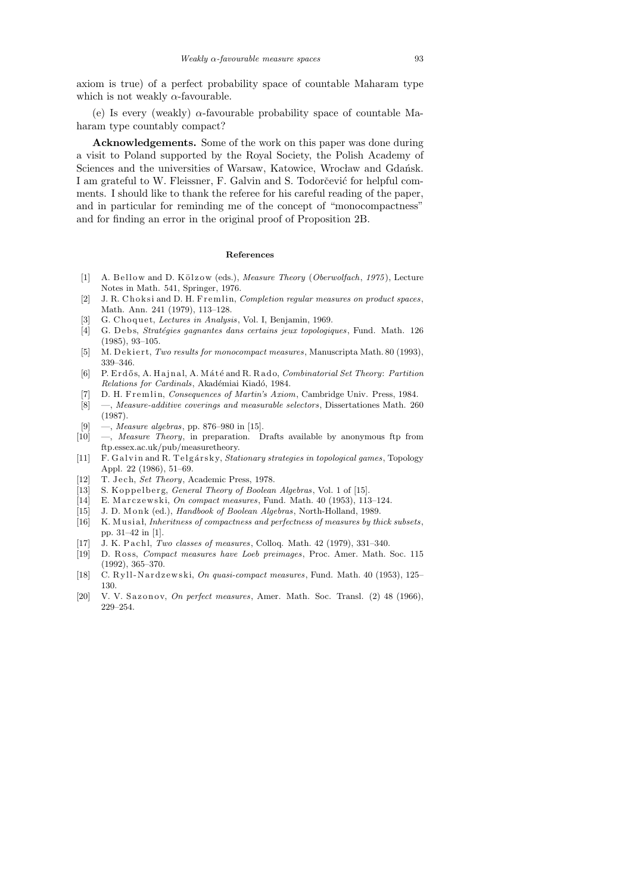axiom is true) of a perfect probability space of countable Maharam type which is not weakly $\alpha$-favourable.

(e) Is every (weakly) $\alpha$-favourable probability space of countable Maharam type countably compact?

**Acknowledgements.** Some of the work on this paper was done during a visit to Poland supported by the Royal Society, the Polish Academy of Sciences and the universities of Warsaw, Katowice, Wrocław and Gdańsk. I am grateful to W. Fleissner, F. Galvin and S. Todorčević for helpful comments. I should like to thank the referee for his careful reading of the paper, and in particular for reminding me of the concept of "monocompactness" and for finding an error in the original proof of Proposition 2B.

## References

[1] A. Bellow and D. Kölzow (eds.), *Measure Theory* (*Oberwolfach, 1975*), Lecture Notes in Math. 541, Springer, 1976.

[2] J. R. Choksi and D. H. Fremlin, *Completion regular measures on product spaces*, Math. Ann. 241 (1979), 113–128.

[3] G. Choquet, *Lectures in Analysis*, Vol. I, Benjamin, 1969.

[4] G. Debs, *Stratégies gagnantes dans certains jeux topologiques*, Fund. Math. 126 (1985), 93–105.

[5] M. Dekiert, *Two results for monocompact measures*, Manuscripta Math. 80 (1993), 339–346.

[6] P. Erdős, A. Hajnal, A. Máté and R. Rado, *Combinatorial Set Theory*: *Partition Relations for Cardinals*, Akadémiai Kiadó, 1984.

[7] D. H. Fremlin, *Consequences of Martin's Axiom*, Cambridge Univ. Press, 1984.

[8] —, *Measure-additive coverings and measurable selectors*, Dissertationes Math. 260 (1987).

[9] —, *Measure algebras*, pp. 876–980 in [15].

[10] —, *Measure Theory*, in preparation. Drafts available by anonymous ftp from ftp.essex.ac.uk/pub/measuretheory.

[11] F. Galvin and R. Telgársky, *Stationary strategies in topological games*, Topology Appl. 22 (1986), 51–69.

[12] T. Jech, *Set Theory*, Academic Press, 1978.

[13] S. Koppelberg, *General Theory of Boolean Algebras*, Vol. 1 of [15].

[14] E. Marczewski, *On compact measures*, Fund. Math. 40 (1953), 113–124.

[15] J. D. Monk (ed.), *Handbook of Boolean Algebras*, North-Holland, 1989.

[16] K. Musiał, *Inheritness of compactness and perfectness of measures by thick subsets*, pp. 31–42 in [1].

[17] J. K. Pachl, *Two classes of measures*, Colloq. Math. 42 (1979), 331–340.

[19] D. Ross, *Compact measures have Loeb preimages*, Proc. Amer. Math. Soc. 115 (1992), 365–370.

[18] C. Ryll-Nardzewski, *On quasi-compact measures*, Fund. Math. 40 (1953), 125–130.

[20] V. V. Sazonov, *On perfect measures*, Amer. Math. Soc. Transl. (2) 48 (1966), 229–254.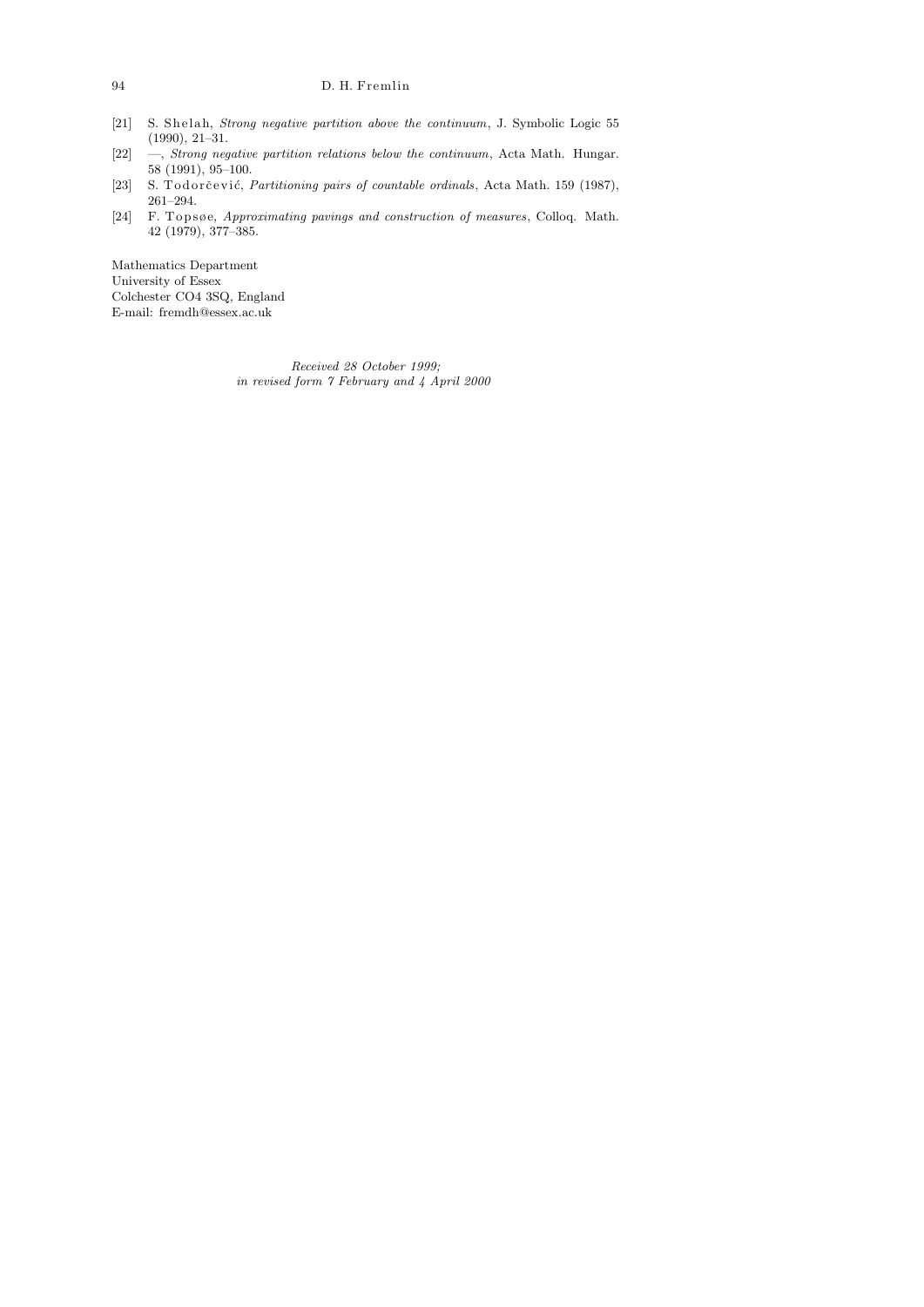[21] S. Shelah, *Strong negative partition above the continuum*, J. Symbolic Logic 55 (1990), 21–31.

[22] —, *Strong negative partition relations below the continuum*, Acta Math. Hungar. 58 (1991), 95–100.

[23] S. Todorčević, *Partitioning pairs of countable ordinals*, Acta Math. 159 (1987), 261–294.

[24] F. Topsøe, *Approximating pavings and construction of measures*, Colloq. Math. 42 (1979), 377–385.

Mathematics Department
University of Essex
Colchester CO4 3SQ, England
E-mail: fremdh@essex.ac.uk

*Received 28 October 1999;*
*in revised form 7 February and 4 April 2000*